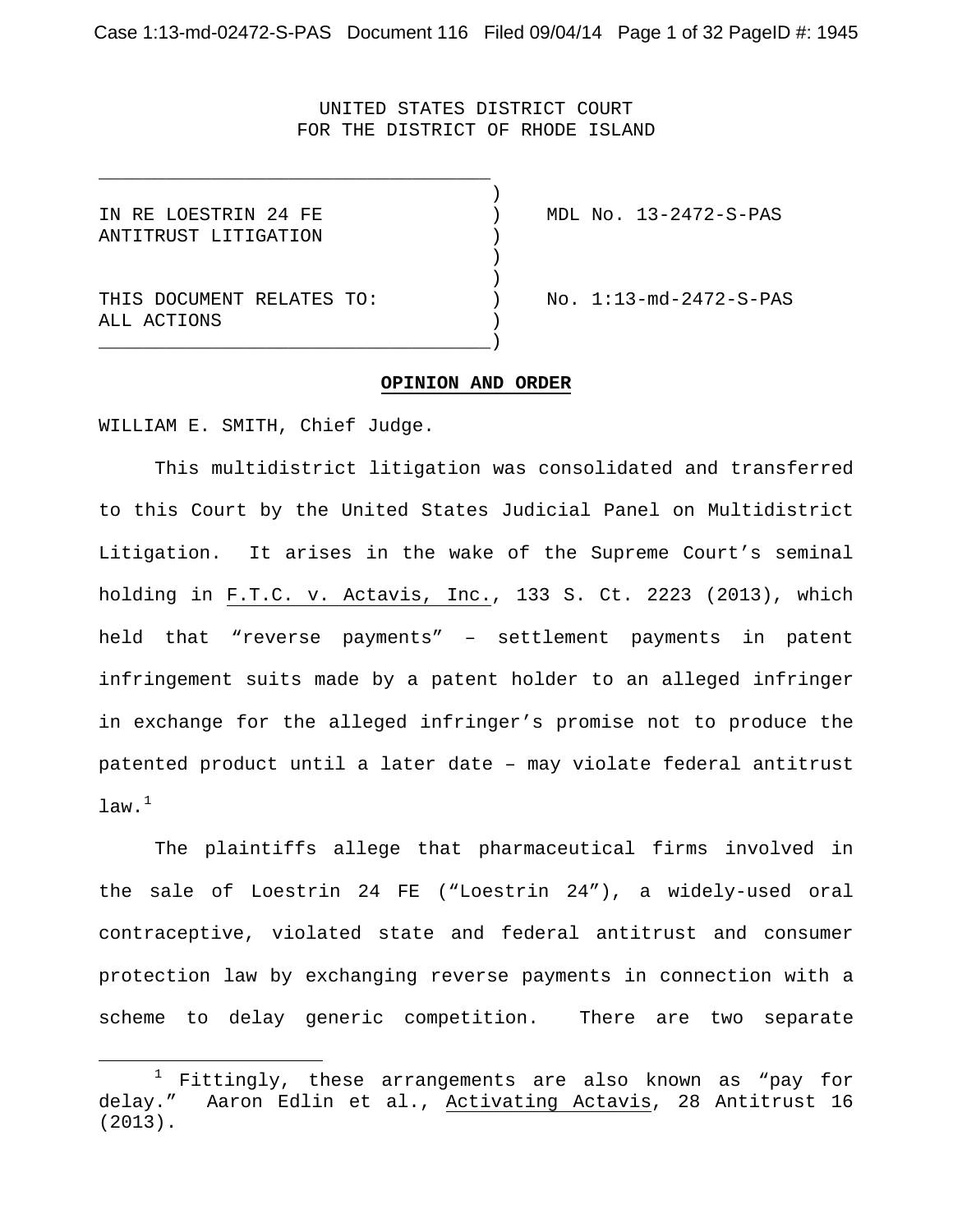UNITED STATES DISTRICT COURT
FOR THE DISTRICT OF RHODE ISLAND

| | |
|---|---|
| IN RE LOESTRIN 24 FE ANTITRUST LITIGATION | MDL No. 13-2472-S-PAS |
| THIS DOCUMENT RELATES TO: ALL ACTIONS | No. 1:13-md-2472-S-PAS |

**OPINION AND ORDER**

WILLIAM E. SMITH, Chief Judge.

This multidistrict litigation was consolidated and transferred to this Court by the United States Judicial Panel on Multidistrict Litigation. It arises in the wake of the Supreme Court's seminal holding in F.T.C. v. Actavis, Inc., 133 S. Ct. 2223 (2013), which held that "reverse payments" – settlement payments in patent infringement suits made by a patent holder to an alleged infringer in exchange for the alleged infringer's promise not to produce the patented product until a later date – may violate federal antitrust law.[1]

The plaintiffs allege that pharmaceutical firms involved in the sale of Loestrin 24 FE ("Loestrin 24"), a widely-used oral contraceptive, violated state and federal antitrust and consumer protection law by exchanging reverse payments in connection with a scheme to delay generic competition. There are two separate

[1] Fittingly, these arrangements are also known as "pay for delay." Aaron Edlin et al., Activating Actavis, 28 Antitrust 16 (2013).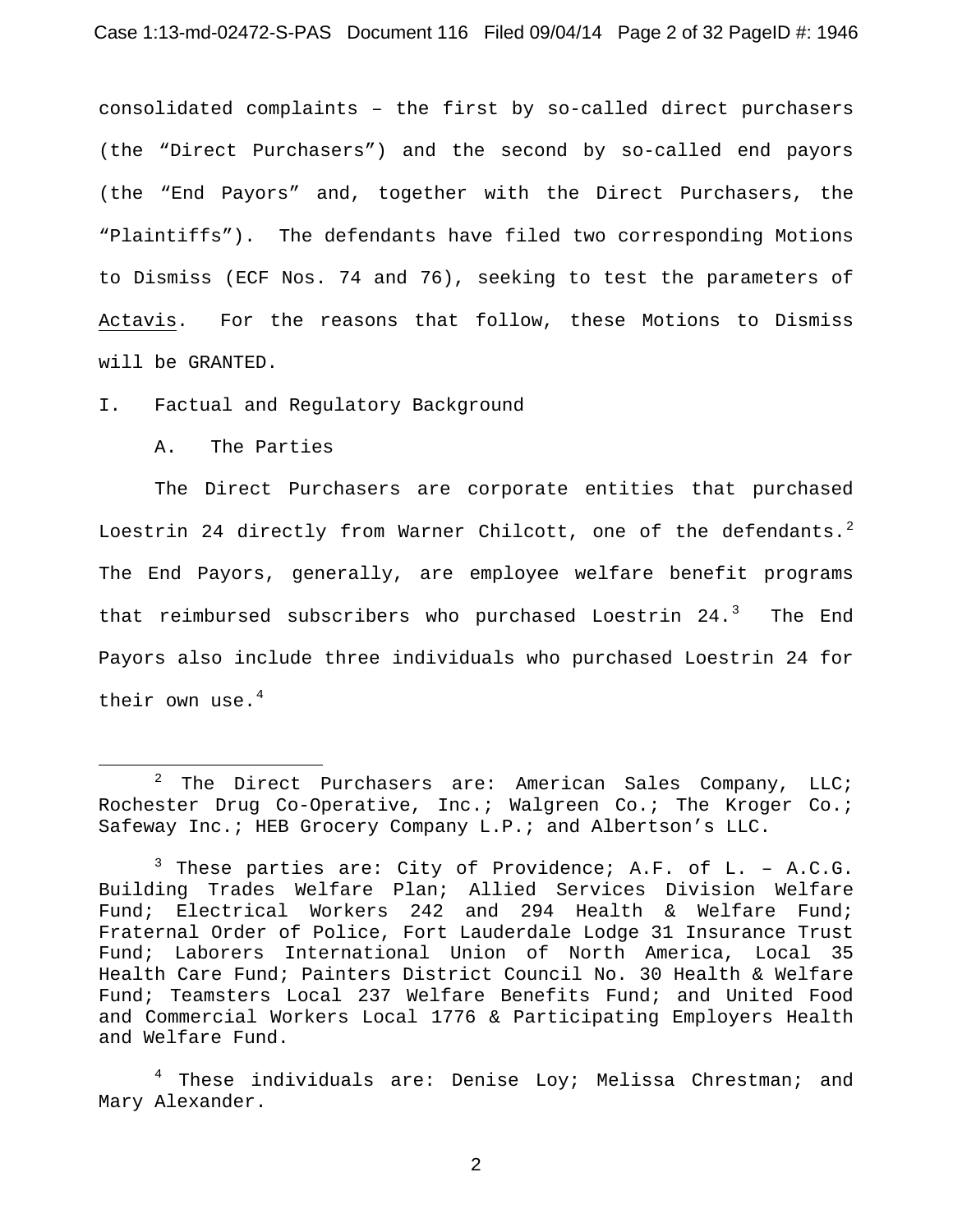consolidated complaints – the first by so-called direct purchasers (the "Direct Purchasers") and the second by so-called end payors (the "End Payors" and, together with the Direct Purchasers, the "Plaintiffs"). The defendants have filed two corresponding Motions to Dismiss (ECF Nos. 74 and 76), seeking to test the parameters of Actavis. For the reasons that follow, these Motions to Dismiss will be GRANTED.

I. Factual and Regulatory Background

A. The Parties

The Direct Purchasers are corporate entities that purchased Loestrin 24 directly from Warner Chilcott, one of the defendants.[2] The End Payors, generally, are employee welfare benefit programs that reimbursed subscribers who purchased Loestrin 24.[3] The End Payors also include three individuals who purchased Loestrin 24 for their own use.[4]

---

[2] The Direct Purchasers are: American Sales Company, LLC; Rochester Drug Co-Operative, Inc.; Walgreen Co.; The Kroger Co.; Safeway Inc.; HEB Grocery Company L.P.; and Albertson's LLC.

[3] These parties are: City of Providence; A.F. of L. – A.C.G. Building Trades Welfare Plan; Allied Services Division Welfare Fund; Electrical Workers 242 and 294 Health & Welfare Fund; Fraternal Order of Police, Fort Lauderdale Lodge 31 Insurance Trust Fund; Laborers International Union of North America, Local 35 Health Care Fund; Painters District Council No. 30 Health & Welfare Fund; Teamsters Local 237 Welfare Benefits Fund; and United Food and Commercial Workers Local 1776 & Participating Employers Health and Welfare Fund.

[4] These individuals are: Denise Loy; Melissa Chrestman; and Mary Alexander.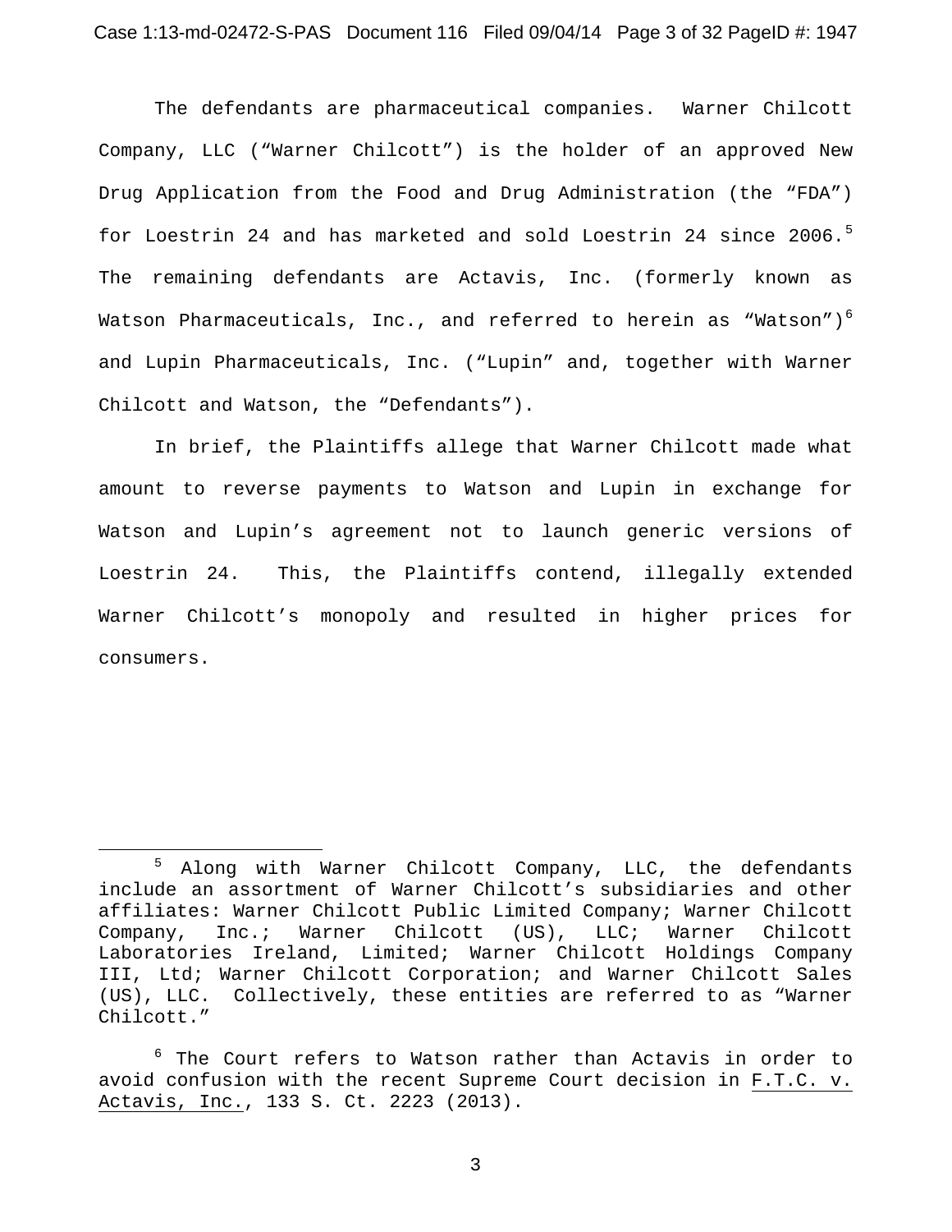The defendants are pharmaceutical companies. Warner Chilcott Company, LLC ("Warner Chilcott") is the holder of an approved New Drug Application from the Food and Drug Administration (the "FDA") for Loestrin 24 and has marketed and sold Loestrin 24 since 2006.[5] The remaining defendants are Actavis, Inc. (formerly known as Watson Pharmaceuticals, Inc., and referred to herein as "Watson")[6] and Lupin Pharmaceuticals, Inc. ("Lupin" and, together with Warner Chilcott and Watson, the "Defendants").

In brief, the Plaintiffs allege that Warner Chilcott made what amount to reverse payments to Watson and Lupin in exchange for Watson and Lupin's agreement not to launch generic versions of Loestrin 24. This, the Plaintiffs contend, illegally extended Warner Chilcott's monopoly and resulted in higher prices for consumers.

---

[5] Along with Warner Chilcott Company, LLC, the defendants include an assortment of Warner Chilcott's subsidiaries and other affiliates: Warner Chilcott Public Limited Company; Warner Chilcott Company, Inc.; Warner Chilcott (US), LLC; Warner Chilcott Laboratories Ireland, Limited; Warner Chilcott Holdings Company III, Ltd; Warner Chilcott Corporation; and Warner Chilcott Sales (US), LLC. Collectively, these entities are referred to as "Warner Chilcott."

[6] The Court refers to Watson rather than Actavis in order to avoid confusion with the recent Supreme Court decision in F.T.C. v. Actavis, Inc., 133 S. Ct. 2223 (2013).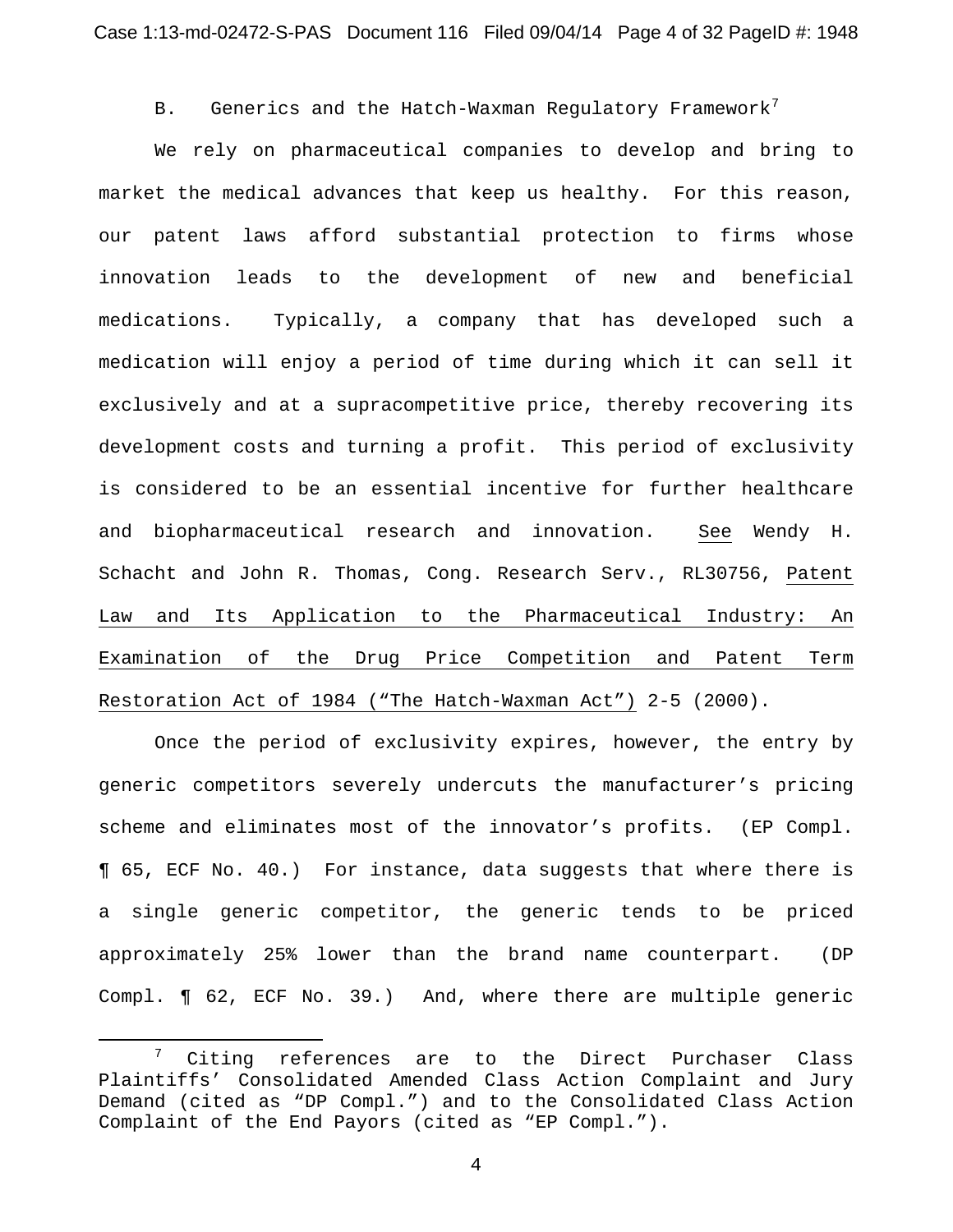### B. Generics and the Hatch-Waxman Regulatory Framework[7]

We rely on pharmaceutical companies to develop and bring to market the medical advances that keep us healthy. For this reason, our patent laws afford substantial protection to firms whose innovation leads to the development of new and beneficial medications. Typically, a company that has developed such a medication will enjoy a period of time during which it can sell it exclusively and at a supracompetitive price, thereby recovering its development costs and turning a profit. This period of exclusivity is considered to be an essential incentive for further healthcare and biopharmaceutical research and innovation. See Wendy H. Schacht and John R. Thomas, Cong. Research Serv., RL30756, Patent Law and Its Application to the Pharmaceutical Industry: An Examination of the Drug Price Competition and Patent Term Restoration Act of 1984 ("The Hatch-Waxman Act") 2-5 (2000).

Once the period of exclusivity expires, however, the entry by generic competitors severely undercuts the manufacturer's pricing scheme and eliminates most of the innovator's profits. (EP Compl. ¶ 65, ECF No. 40.) For instance, data suggests that where there is a single generic competitor, the generic tends to be priced approximately 25% lower than the brand name counterpart. (DP Compl. ¶ 62, ECF No. 39.) And, where there are multiple generic

[7] Citing references are to the Direct Purchaser Class Plaintiffs' Consolidated Amended Class Action Complaint and Jury Demand (cited as "DP Compl.") and to the Consolidated Class Action Complaint of the End Payors (cited as "EP Compl.").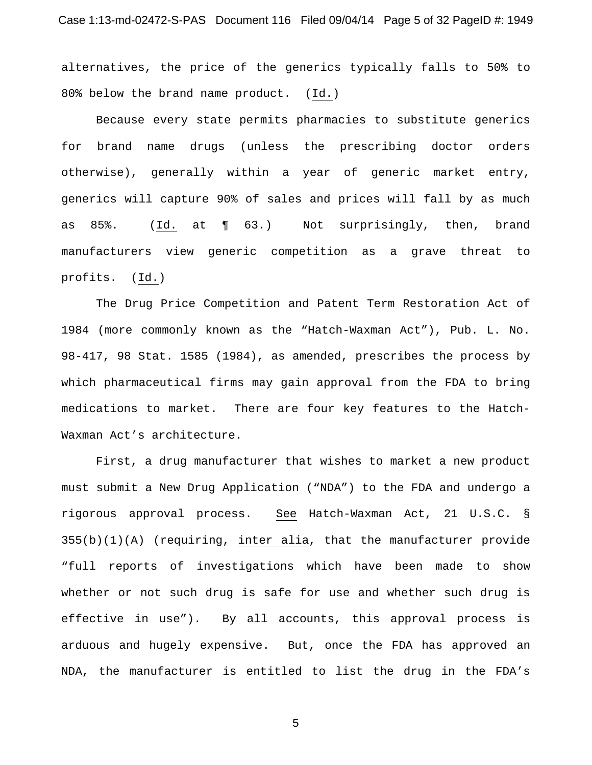alternatives, the price of the generics typically falls to 50% to 80% below the brand name product. (Id.)

Because every state permits pharmacies to substitute generics for brand name drugs (unless the prescribing doctor orders otherwise), generally within a year of generic market entry, generics will capture 90% of sales and prices will fall by as much as 85%. (Id. at ¶ 63.) Not surprisingly, then, brand manufacturers view generic competition as a grave threat to profits. (Id.)

The Drug Price Competition and Patent Term Restoration Act of 1984 (more commonly known as the "Hatch-Waxman Act"), Pub. L. No. 98-417, 98 Stat. 1585 (1984), as amended, prescribes the process by which pharmaceutical firms may gain approval from the FDA to bring medications to market. There are four key features to the Hatch-Waxman Act's architecture.

First, a drug manufacturer that wishes to market a new product must submit a New Drug Application ("NDA") to the FDA and undergo a rigorous approval process. See Hatch-Waxman Act, 21 U.S.C. § 355(b)(1)(A) (requiring, inter alia, that the manufacturer provide "full reports of investigations which have been made to show whether or not such drug is safe for use and whether such drug is effective in use"). By all accounts, this approval process is arduous and hugely expensive. But, once the FDA has approved an NDA, the manufacturer is entitled to list the drug in the FDA's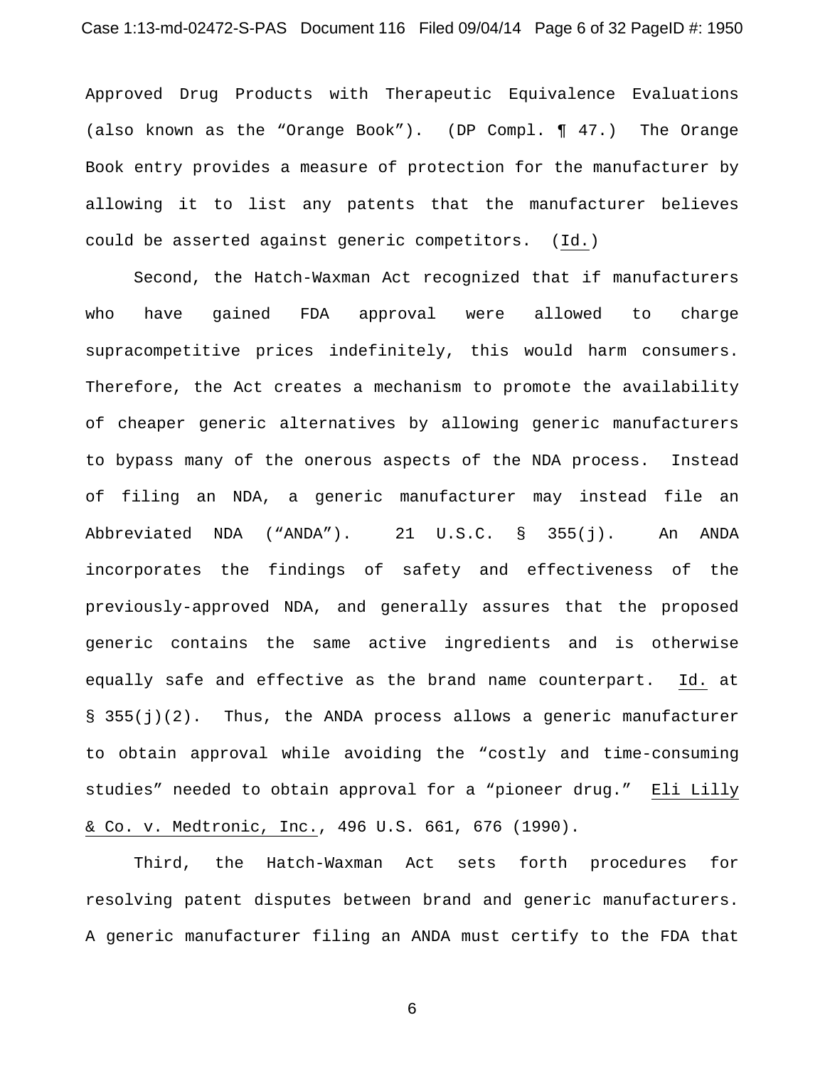Approved Drug Products with Therapeutic Equivalence Evaluations (also known as the "Orange Book"). (DP Compl. ¶ 47.) The Orange Book entry provides a measure of protection for the manufacturer by allowing it to list any patents that the manufacturer believes could be asserted against generic competitors. (Id.)

Second, the Hatch-Waxman Act recognized that if manufacturers who have gained FDA approval were allowed to charge supracompetitive prices indefinitely, this would harm consumers. Therefore, the Act creates a mechanism to promote the availability of cheaper generic alternatives by allowing generic manufacturers to bypass many of the onerous aspects of the NDA process. Instead of filing an NDA, a generic manufacturer may instead file an Abbreviated NDA ("ANDA"). 21 U.S.C. § 355(j). An ANDA incorporates the findings of safety and effectiveness of the previously-approved NDA, and generally assures that the proposed generic contains the same active ingredients and is otherwise equally safe and effective as the brand name counterpart. Id. at § 355(j)(2). Thus, the ANDA process allows a generic manufacturer to obtain approval while avoiding the "costly and time-consuming studies" needed to obtain approval for a "pioneer drug." Eli Lilly & Co. v. Medtronic, Inc., 496 U.S. 661, 676 (1990).

Third, the Hatch-Waxman Act sets forth procedures for resolving patent disputes between brand and generic manufacturers. A generic manufacturer filing an ANDA must certify to the FDA that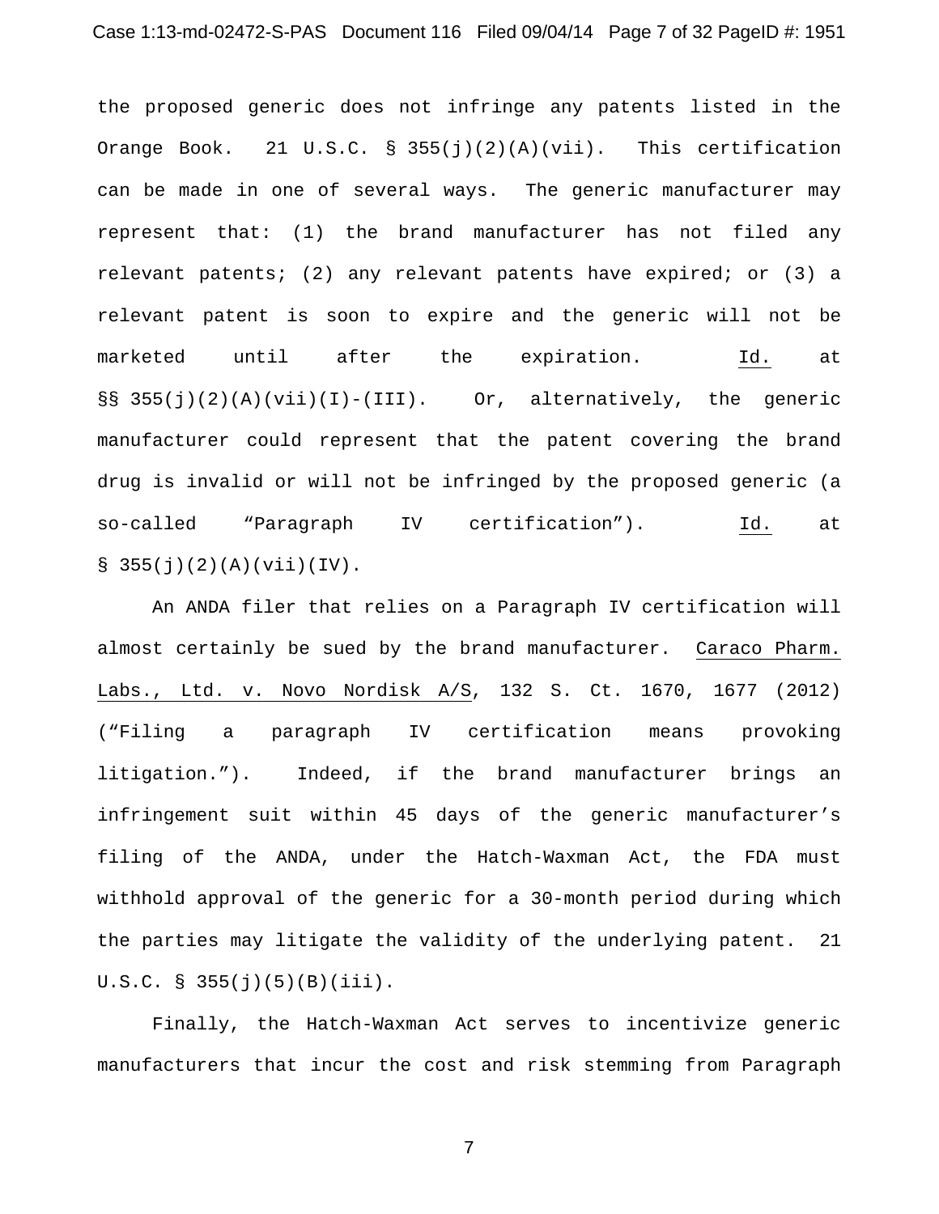the proposed generic does not infringe any patents listed in the Orange Book. 21 U.S.C. § 355(j)(2)(A)(vii). This certification can be made in one of several ways. The generic manufacturer may represent that: (1) the brand manufacturer has not filed any relevant patents; (2) any relevant patents have expired; or (3) a relevant patent is soon to expire and the generic will not be marketed until after the expiration. Id. at §§ 355(j)(2)(A)(vii)(I)-(III). Or, alternatively, the generic manufacturer could represent that the patent covering the brand drug is invalid or will not be infringed by the proposed generic (a so-called "Paragraph IV certification"). Id. at § 355(j)(2)(A)(vii)(IV).

An ANDA filer that relies on a Paragraph IV certification will almost certainly be sued by the brand manufacturer. Caraco Pharm. Labs., Ltd. v. Novo Nordisk A/S, 132 S. Ct. 1670, 1677 (2012) ("Filing a paragraph IV certification means provoking litigation."). Indeed, if the brand manufacturer brings an infringement suit within 45 days of the generic manufacturer's filing of the ANDA, under the Hatch-Waxman Act, the FDA must withhold approval of the generic for a 30-month period during which the parties may litigate the validity of the underlying patent. 21 U.S.C. § 355(j)(5)(B)(iii).

Finally, the Hatch-Waxman Act serves to incentivize generic manufacturers that incur the cost and risk stemming from Paragraph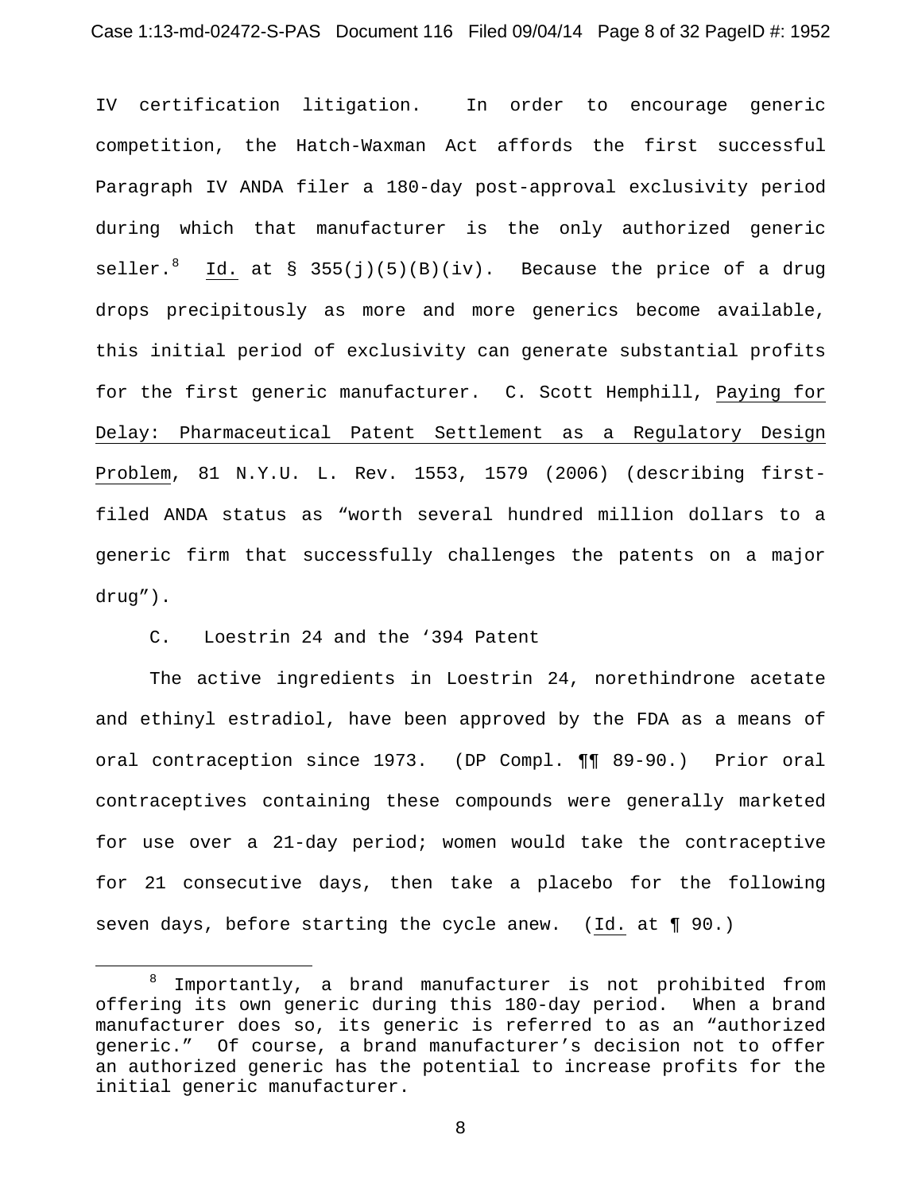IV certification litigation. In order to encourage generic competition, the Hatch-Waxman Act affords the first successful Paragraph IV ANDA filer a 180-day post-approval exclusivity period during which that manufacturer is the only authorized generic seller.[8] Id. at § 355(j)(5)(B)(iv). Because the price of a drug drops precipitously as more and more generics become available, this initial period of exclusivity can generate substantial profits for the first generic manufacturer. C. Scott Hemphill, Paying for Delay: Pharmaceutical Patent Settlement as a Regulatory Design Problem, 81 N.Y.U. L. Rev. 1553, 1579 (2006) (describing first-filed ANDA status as "worth several hundred million dollars to a generic firm that successfully challenges the patents on a major drug").

### C. Loestrin 24 and the '394 Patent

The active ingredients in Loestrin 24, norethindrone acetate and ethinyl estradiol, have been approved by the FDA as a means of oral contraception since 1973. (DP Compl. ¶¶ 89-90.) Prior oral contraceptives containing these compounds were generally marketed for use over a 21-day period; women would take the contraceptive for 21 consecutive days, then take a placebo for the following seven days, before starting the cycle anew. (Id. at ¶ 90.)

---

[8] Importantly, a brand manufacturer is not prohibited from offering its own generic during this 180-day period. When a brand manufacturer does so, its generic is referred to as an "authorized generic." Of course, a brand manufacturer's decision not to offer an authorized generic has the potential to increase profits for the initial generic manufacturer.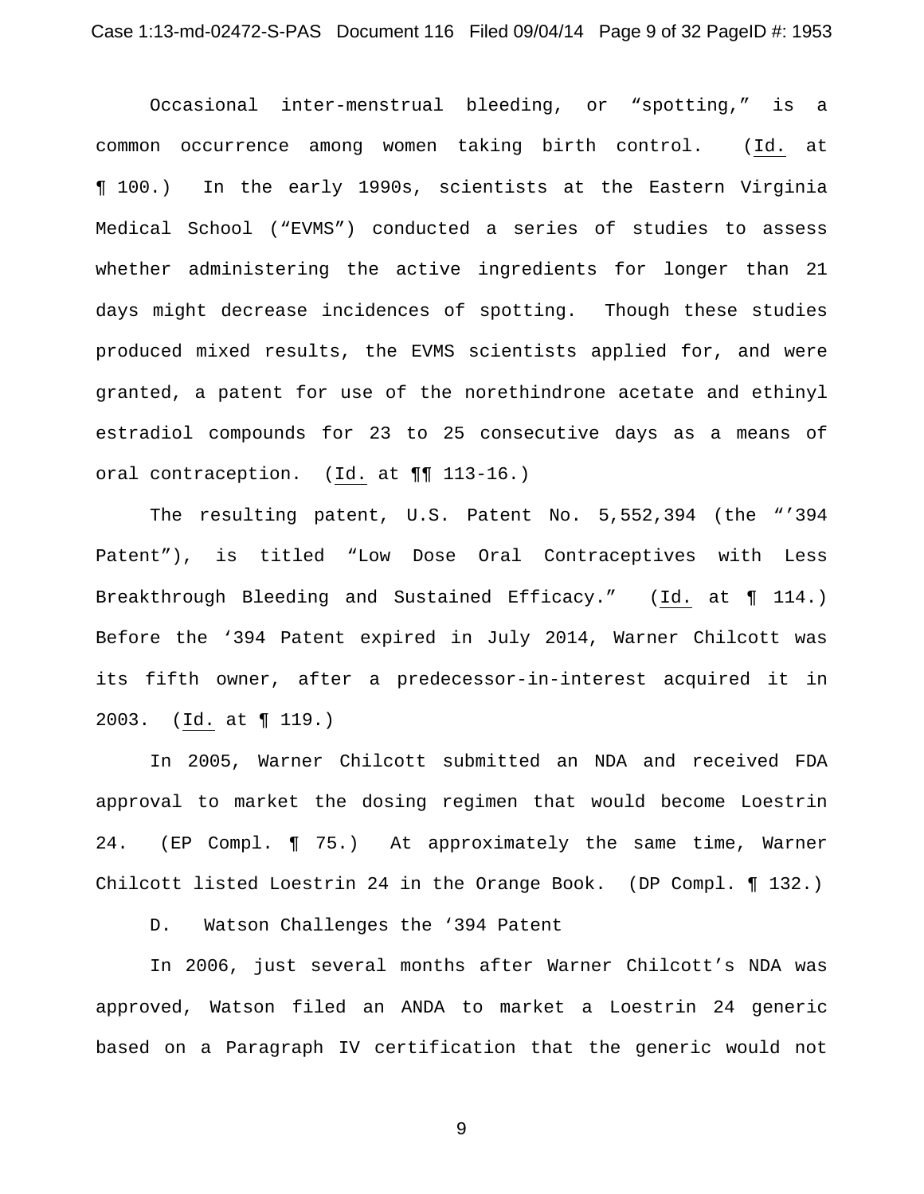Occasional inter-menstrual bleeding, or "spotting," is a common occurrence among women taking birth control. (Id. at ¶ 100.) In the early 1990s, scientists at the Eastern Virginia Medical School ("EVMS") conducted a series of studies to assess whether administering the active ingredients for longer than 21 days might decrease incidences of spotting. Though these studies produced mixed results, the EVMS scientists applied for, and were granted, a patent for use of the norethindrone acetate and ethinyl estradiol compounds for 23 to 25 consecutive days as a means of oral contraception. (Id. at ¶¶ 113-16.)

The resulting patent, U.S. Patent No. 5,552,394 (the "'394 Patent"), is titled "Low Dose Oral Contraceptives with Less Breakthrough Bleeding and Sustained Efficacy." (Id. at ¶ 114.) Before the '394 Patent expired in July 2014, Warner Chilcott was its fifth owner, after a predecessor-in-interest acquired it in 2003. (Id. at ¶ 119.)

In 2005, Warner Chilcott submitted an NDA and received FDA approval to market the dosing regimen that would become Loestrin 24. (EP Compl. ¶ 75.) At approximately the same time, Warner Chilcott listed Loestrin 24 in the Orange Book. (DP Compl. ¶ 132.)

D. Watson Challenges the '394 Patent

In 2006, just several months after Warner Chilcott's NDA was approved, Watson filed an ANDA to market a Loestrin 24 generic based on a Paragraph IV certification that the generic would not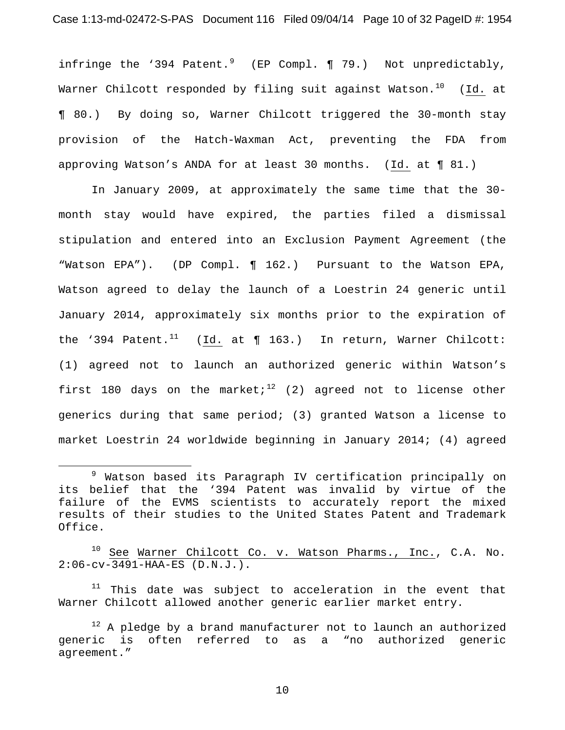infringe the '394 Patent.[9] (EP Compl. ¶ 79.) Not unpredictably, Warner Chilcott responded by filing suit against Watson.[10] (Id. at ¶ 80.) By doing so, Warner Chilcott triggered the 30-month stay provision of the Hatch-Waxman Act, preventing the FDA from approving Watson's ANDA for at least 30 months. (Id. at ¶ 81.)

In January 2009, at approximately the same time that the 30-month stay would have expired, the parties filed a dismissal stipulation and entered into an Exclusion Payment Agreement (the "Watson EPA"). (DP Compl. ¶ 162.) Pursuant to the Watson EPA, Watson agreed to delay the launch of a Loestrin 24 generic until January 2014, approximately six months prior to the expiration of the '394 Patent.[11] (Id. at ¶ 163.) In return, Warner Chilcott: (1) agreed not to launch an authorized generic within Watson's first 180 days on the market;[12] (2) agreed not to license other generics during that same period; (3) granted Watson a license to market Loestrin 24 worldwide beginning in January 2014; (4) agreed

---

[9] Watson based its Paragraph IV certification principally on its belief that the '394 Patent was invalid by virtue of the failure of the EVMS scientists to accurately report the mixed results of their studies to the United States Patent and Trademark Office.

[10] See Warner Chilcott Co. v. Watson Pharms., Inc., C.A. No. 2:06-cv-3491-HAA-ES (D.N.J.).

[11] This date was subject to acceleration in the event that Warner Chilcott allowed another generic earlier market entry.

[12] A pledge by a brand manufacturer not to launch an authorized generic is often referred to as a "no authorized generic agreement."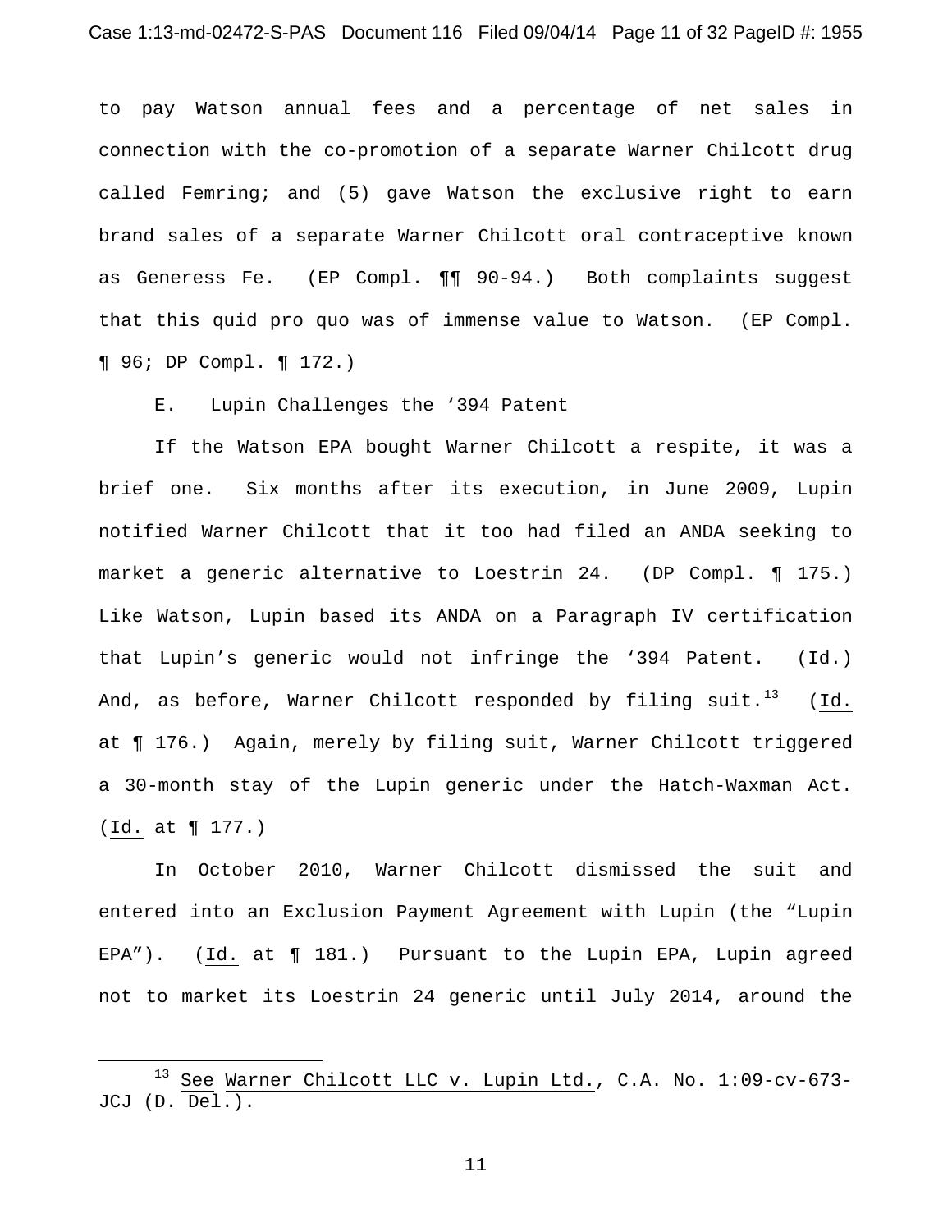to pay Watson annual fees and a percentage of net sales in connection with the co-promotion of a separate Warner Chilcott drug called Femring; and (5) gave Watson the exclusive right to earn brand sales of a separate Warner Chilcott oral contraceptive known as Generess Fe. (EP Compl. ¶¶ 90-94.) Both complaints suggest that this quid pro quo was of immense value to Watson. (EP Compl. ¶ 96; DP Compl. ¶ 172.)

E. Lupin Challenges the '394 Patent

If the Watson EPA bought Warner Chilcott a respite, it was a brief one. Six months after its execution, in June 2009, Lupin notified Warner Chilcott that it too had filed an ANDA seeking to market a generic alternative to Loestrin 24. (DP Compl. ¶ 175.) Like Watson, Lupin based its ANDA on a Paragraph IV certification that Lupin's generic would not infringe the '394 Patent. (Id.) And, as before, Warner Chilcott responded by filing suit.[13] (Id. at ¶ 176.) Again, merely by filing suit, Warner Chilcott triggered a 30-month stay of the Lupin generic under the Hatch-Waxman Act. (Id. at ¶ 177.)

In October 2010, Warner Chilcott dismissed the suit and entered into an Exclusion Payment Agreement with Lupin (the "Lupin EPA"). (Id. at ¶ 181.) Pursuant to the Lupin EPA, Lupin agreed not to market its Loestrin 24 generic until July 2014, around the

[13] See Warner Chilcott LLC v. Lupin Ltd., C.A. No. 1:09-cv-673-JCJ (D. Del.).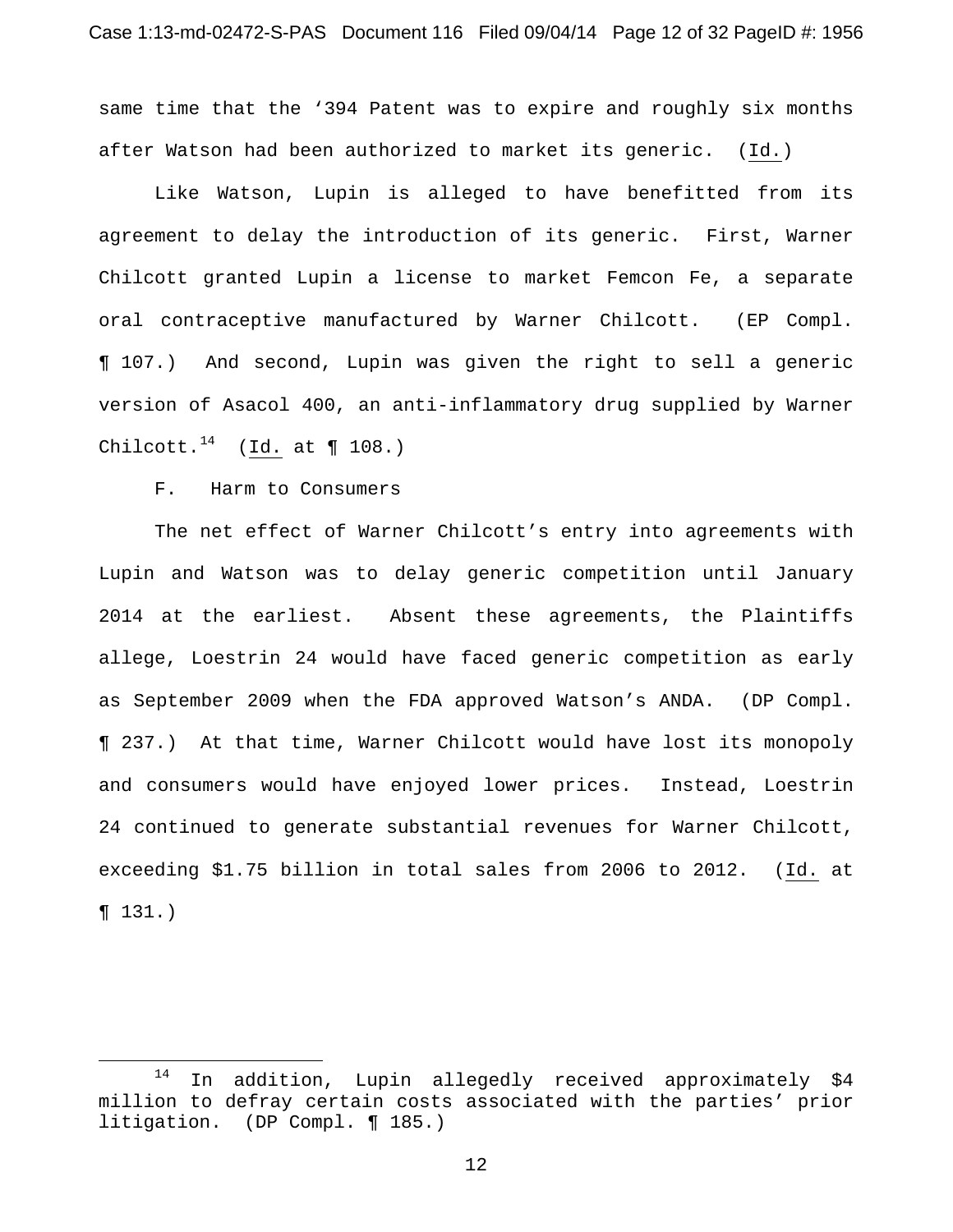same time that the '394 Patent was to expire and roughly six months after Watson had been authorized to market its generic. (Id.)

Like Watson, Lupin is alleged to have benefitted from its agreement to delay the introduction of its generic. First, Warner Chilcott granted Lupin a license to market Femcon Fe, a separate oral contraceptive manufactured by Warner Chilcott. (EP Compl. ¶ 107.) And second, Lupin was given the right to sell a generic version of Asacol 400, an anti-inflammatory drug supplied by Warner Chilcott.[14] (Id. at ¶ 108.)

F. Harm to Consumers

The net effect of Warner Chilcott's entry into agreements with Lupin and Watson was to delay generic competition until January 2014 at the earliest. Absent these agreements, the Plaintiffs allege, Loestrin 24 would have faced generic competition as early as September 2009 when the FDA approved Watson's ANDA. (DP Compl. ¶ 237.) At that time, Warner Chilcott would have lost its monopoly and consumers would have enjoyed lower prices. Instead, Loestrin 24 continued to generate substantial revenues for Warner Chilcott, exceeding $1.75 billion in total sales from 2006 to 2012. (Id. at ¶ 131.)

---

[14] In addition, Lupin allegedly received approximately $4 million to defray certain costs associated with the parties' prior litigation. (DP Compl. ¶ 185.)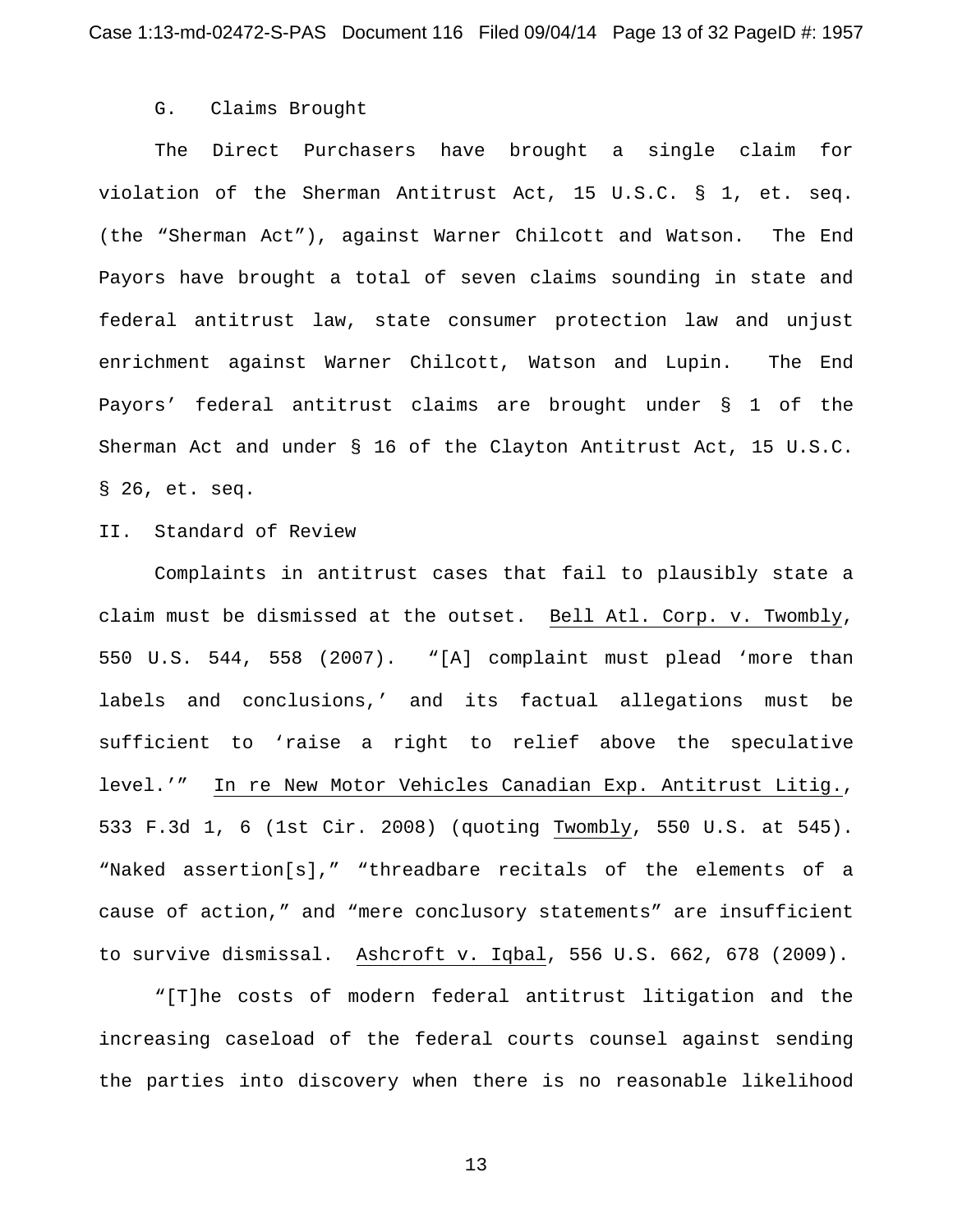### G. Claims Brought

The Direct Purchasers have brought a single claim for violation of the Sherman Antitrust Act, 15 U.S.C. § 1, et. seq. (the "Sherman Act"), against Warner Chilcott and Watson. The End Payors have brought a total of seven claims sounding in state and federal antitrust law, state consumer protection law and unjust enrichment against Warner Chilcott, Watson and Lupin. The End Payors' federal antitrust claims are brought under § 1 of the Sherman Act and under § 16 of the Clayton Antitrust Act, 15 U.S.C. § 26, et. seq.

## II. Standard of Review

Complaints in antitrust cases that fail to plausibly state a claim must be dismissed at the outset. Bell Atl. Corp. v. Twombly, 550 U.S. 544, 558 (2007). "[A] complaint must plead 'more than labels and conclusions,' and its factual allegations must be sufficient to 'raise a right to relief above the speculative level.'" In re New Motor Vehicles Canadian Exp. Antitrust Litig., 533 F.3d 1, 6 (1st Cir. 2008) (quoting Twombly, 550 U.S. at 545). "Naked assertion[s]," "threadbare recitals of the elements of a cause of action," and "mere conclusory statements" are insufficient to survive dismissal. Ashcroft v. Iqbal, 556 U.S. 662, 678 (2009).

"[T]he costs of modern federal antitrust litigation and the increasing caseload of the federal courts counsel against sending the parties into discovery when there is no reasonable likelihood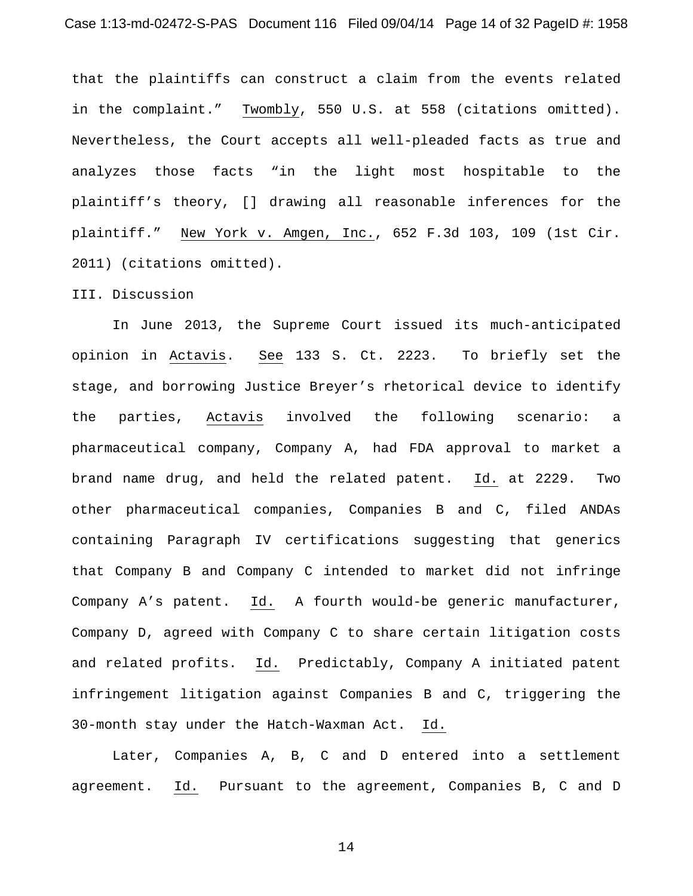that the plaintiffs can construct a claim from the events related in the complaint." Twombly, 550 U.S. at 558 (citations omitted). Nevertheless, the Court accepts all well-pleaded facts as true and analyzes those facts "in the light most hospitable to the plaintiff's theory, [] drawing all reasonable inferences for the plaintiff." New York v. Amgen, Inc., 652 F.3d 103, 109 (1st Cir. 2011) (citations omitted).

III. Discussion

In June 2013, the Supreme Court issued its much-anticipated opinion in Actavis. See 133 S. Ct. 2223. To briefly set the stage, and borrowing Justice Breyer's rhetorical device to identify the parties, Actavis involved the following scenario: a pharmaceutical company, Company A, had FDA approval to market a brand name drug, and held the related patent. Id. at 2229. Two other pharmaceutical companies, Companies B and C, filed ANDAs containing Paragraph IV certifications suggesting that generics that Company B and Company C intended to market did not infringe Company A's patent. Id. A fourth would-be generic manufacturer, Company D, agreed with Company C to share certain litigation costs and related profits. Id. Predictably, Company A initiated patent infringement litigation against Companies B and C, triggering the 30-month stay under the Hatch-Waxman Act. Id.

Later, Companies A, B, C and D entered into a settlement agreement. Id. Pursuant to the agreement, Companies B, C and D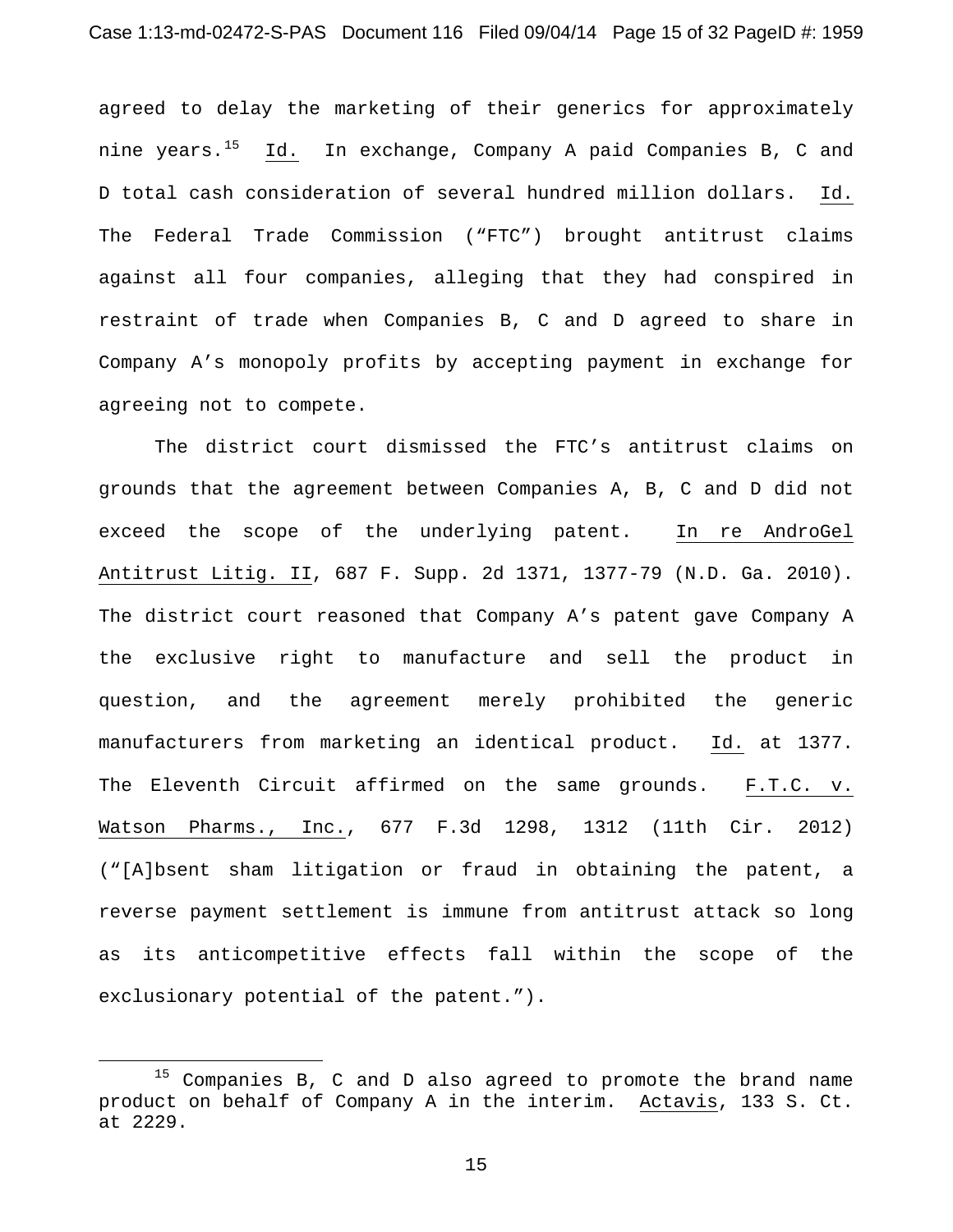agreed to delay the marketing of their generics for approximately nine years.[15] Id. In exchange, Company A paid Companies B, C and D total cash consideration of several hundred million dollars. Id. The Federal Trade Commission ("FTC") brought antitrust claims against all four companies, alleging that they had conspired in restraint of trade when Companies B, C and D agreed to share in Company A's monopoly profits by accepting payment in exchange for agreeing not to compete.

The district court dismissed the FTC's antitrust claims on grounds that the agreement between Companies A, B, C and D did not exceed the scope of the underlying patent. In re AndroGel Antitrust Litig. II, 687 F. Supp. 2d 1371, 1377-79 (N.D. Ga. 2010). The district court reasoned that Company A's patent gave Company A the exclusive right to manufacture and sell the product in question, and the agreement merely prohibited the generic manufacturers from marketing an identical product. Id. at 1377. The Eleventh Circuit affirmed on the same grounds. F.T.C. v. Watson Pharms., Inc., 677 F.3d 1298, 1312 (11th Cir. 2012) ("[A]bsent sham litigation or fraud in obtaining the patent, a reverse payment settlement is immune from antitrust attack so long as its anticompetitive effects fall within the scope of the exclusionary potential of the patent.").

[15] Companies B, C and D also agreed to promote the brand name product on behalf of Company A in the interim. Actavis, 133 S. Ct. at 2229.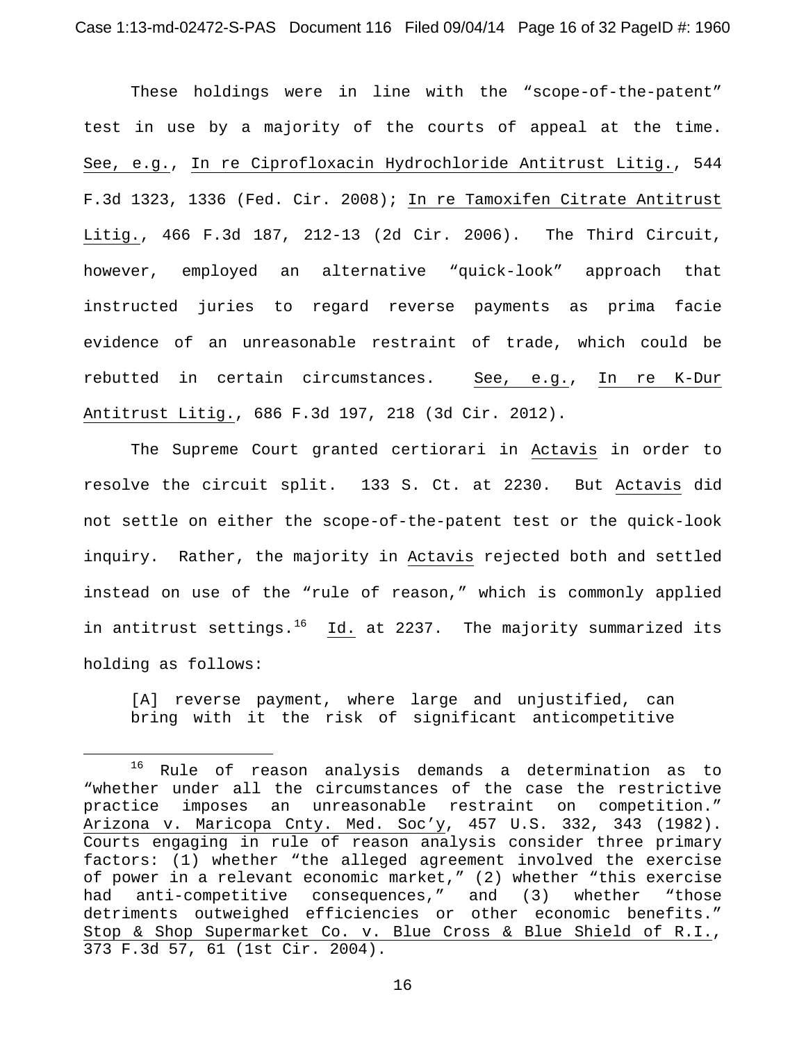These holdings were in line with the "scope-of-the-patent" test in use by a majority of the courts of appeal at the time. See, e.g., In re Ciprofloxacin Hydrochloride Antitrust Litig., 544 F.3d 1323, 1336 (Fed. Cir. 2008); In re Tamoxifen Citrate Antitrust Litig., 466 F.3d 187, 212-13 (2d Cir. 2006). The Third Circuit, however, employed an alternative "quick-look" approach that instructed juries to regard reverse payments as prima facie evidence of an unreasonable restraint of trade, which could be rebutted in certain circumstances. See, e.g., In re K-Dur Antitrust Litig., 686 F.3d 197, 218 (3d Cir. 2012).

The Supreme Court granted certiorari in Actavis in order to resolve the circuit split. 133 S. Ct. at 2230. But Actavis did not settle on either the scope-of-the-patent test or the quick-look inquiry. Rather, the majority in Actavis rejected both and settled instead on use of the "rule of reason," which is commonly applied in antitrust settings.[16] Id. at 2237. The majority summarized its holding as follows:

> [A] reverse payment, where large and unjustified, can bring with it the risk of significant anticompetitive

---

[16] Rule of reason analysis demands a determination as to "whether under all the circumstances of the case the restrictive practice imposes an unreasonable restraint on competition." Arizona v. Maricopa Cnty. Med. Soc'y, 457 U.S. 332, 343 (1982). Courts engaging in rule of reason analysis consider three primary factors: (1) whether "the alleged agreement involved the exercise of power in a relevant economic market," (2) whether "this exercise had anti-competitive consequences," and (3) whether "those detriments outweighed efficiencies or other economic benefits." Stop & Shop Supermarket Co. v. Blue Cross & Blue Shield of R.I., 373 F.3d 57, 61 (1st Cir. 2004).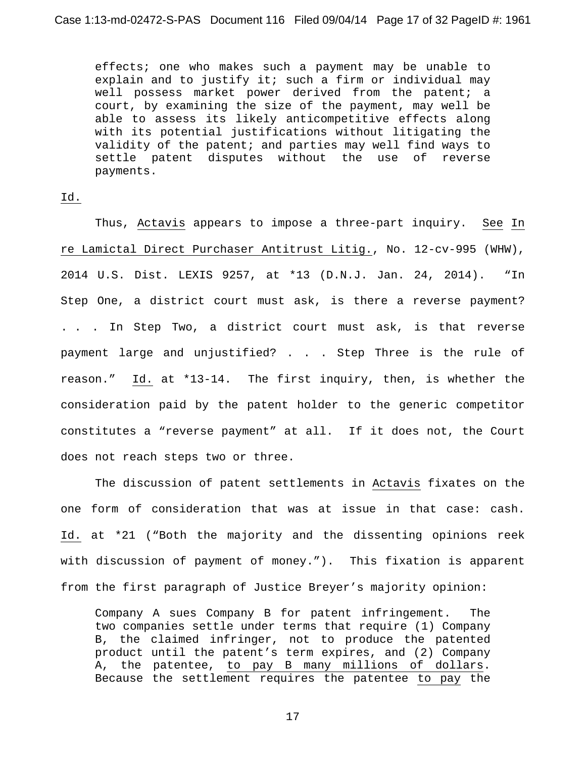> effects; one who makes such a payment may be unable to explain and to justify it; such a firm or individual may well possess market power derived from the patent; a court, by examining the size of the payment, may well be able to assess its likely anticompetitive effects along with its potential justifications without litigating the validity of the patent; and parties may well find ways to settle patent disputes without the use of reverse payments.

Id.

Thus, Actavis appears to impose a three-part inquiry. See In re Lamictal Direct Purchaser Antitrust Litig., No. 12-cv-995 (WHW), 2014 U.S. Dist. LEXIS 9257, at *13 (D.N.J. Jan. 24, 2014). "In Step One, a district court must ask, is there a reverse payment? . . . In Step Two, a district court must ask, is that reverse payment large and unjustified? . . . Step Three is the rule of reason." Id. at *13-14. The first inquiry, then, is whether the consideration paid by the patent holder to the generic competitor constitutes a "reverse payment" at all. If it does not, the Court does not reach steps two or three.

The discussion of patent settlements in Actavis fixates on the one form of consideration that was at issue in that case: cash. Id. at *21 ("Both the majority and the dissenting opinions reek with discussion of payment of money."). This fixation is apparent from the first paragraph of Justice Breyer's majority opinion:

> Company A sues Company B for patent infringement. The two companies settle under terms that require (1) Company B, the claimed infringer, not to produce the patented product until the patent's term expires, and (2) Company A, the patentee, to pay B many millions of dollars. Because the settlement requires the patentee to pay the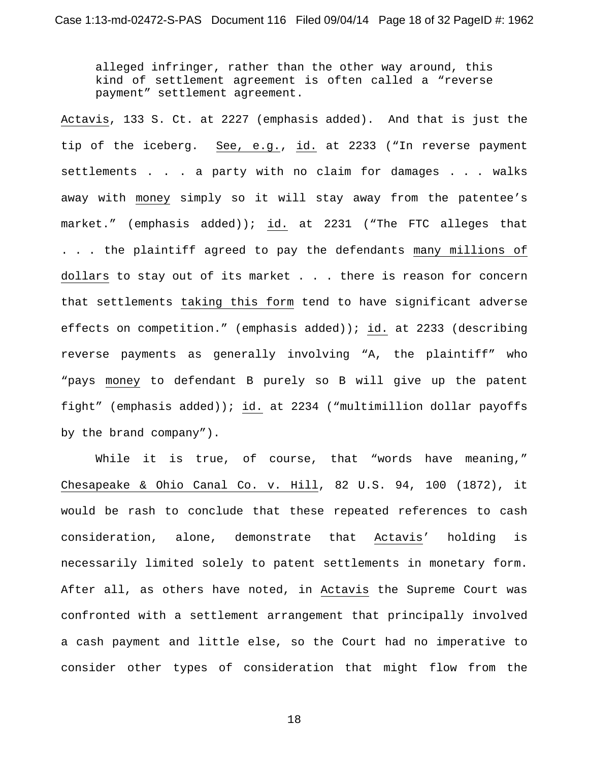> alleged infringer, rather than the other way around, this kind of settlement agreement is often called a "reverse payment" settlement agreement.

Actavis, 133 S. Ct. at 2227 (emphasis added). And that is just the tip of the iceberg. See, e.g., id. at 2233 ("In reverse payment settlements . . . a party with no claim for damages . . . walks away with money simply so it will stay away from the patentee's market." (emphasis added)); id. at 2231 ("The FTC alleges that . . . the plaintiff agreed to pay the defendants many millions of dollars to stay out of its market . . . there is reason for concern that settlements taking this form tend to have significant adverse effects on competition." (emphasis added)); id. at 2233 (describing reverse payments as generally involving "A, the plaintiff" who "pays money to defendant B purely so B will give up the patent fight" (emphasis added)); id. at 2234 ("multimillion dollar payoffs by the brand company").

While it is true, of course, that "words have meaning," Chesapeake & Ohio Canal Co. v. Hill, 82 U.S. 94, 100 (1872), it would be rash to conclude that these repeated references to cash consideration, alone, demonstrate that Actavis' holding is necessarily limited solely to patent settlements in monetary form. After all, as others have noted, in Actavis the Supreme Court was confronted with a settlement arrangement that principally involved a cash payment and little else, so the Court had no imperative to consider other types of consideration that might flow from the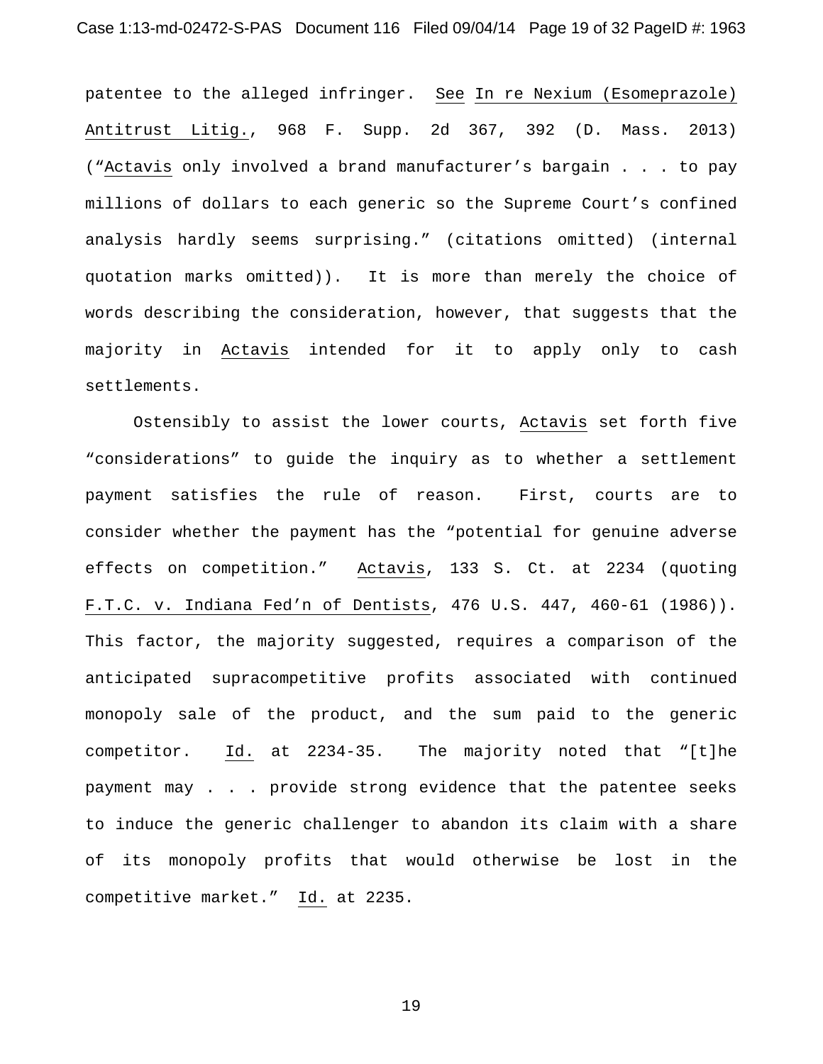patentee to the alleged infringer. See In re Nexium (Esomeprazole) Antitrust Litig., 968 F. Supp. 2d 367, 392 (D. Mass. 2013) ("Actavis only involved a brand manufacturer's bargain . . . to pay millions of dollars to each generic so the Supreme Court's confined analysis hardly seems surprising." (citations omitted) (internal quotation marks omitted)). It is more than merely the choice of words describing the consideration, however, that suggests that the majority in Actavis intended for it to apply only to cash settlements.

Ostensibly to assist the lower courts, Actavis set forth five "considerations" to guide the inquiry as to whether a settlement payment satisfies the rule of reason. First, courts are to consider whether the payment has the "potential for genuine adverse effects on competition." Actavis, 133 S. Ct. at 2234 (quoting F.T.C. v. Indiana Fed'n of Dentists, 476 U.S. 447, 460-61 (1986)). This factor, the majority suggested, requires a comparison of the anticipated supracompetitive profits associated with continued monopoly sale of the product, and the sum paid to the generic competitor. Id. at 2234-35. The majority noted that "[t]he payment may . . . provide strong evidence that the patentee seeks to induce the generic challenger to abandon its claim with a share of its monopoly profits that would otherwise be lost in the competitive market." Id. at 2235.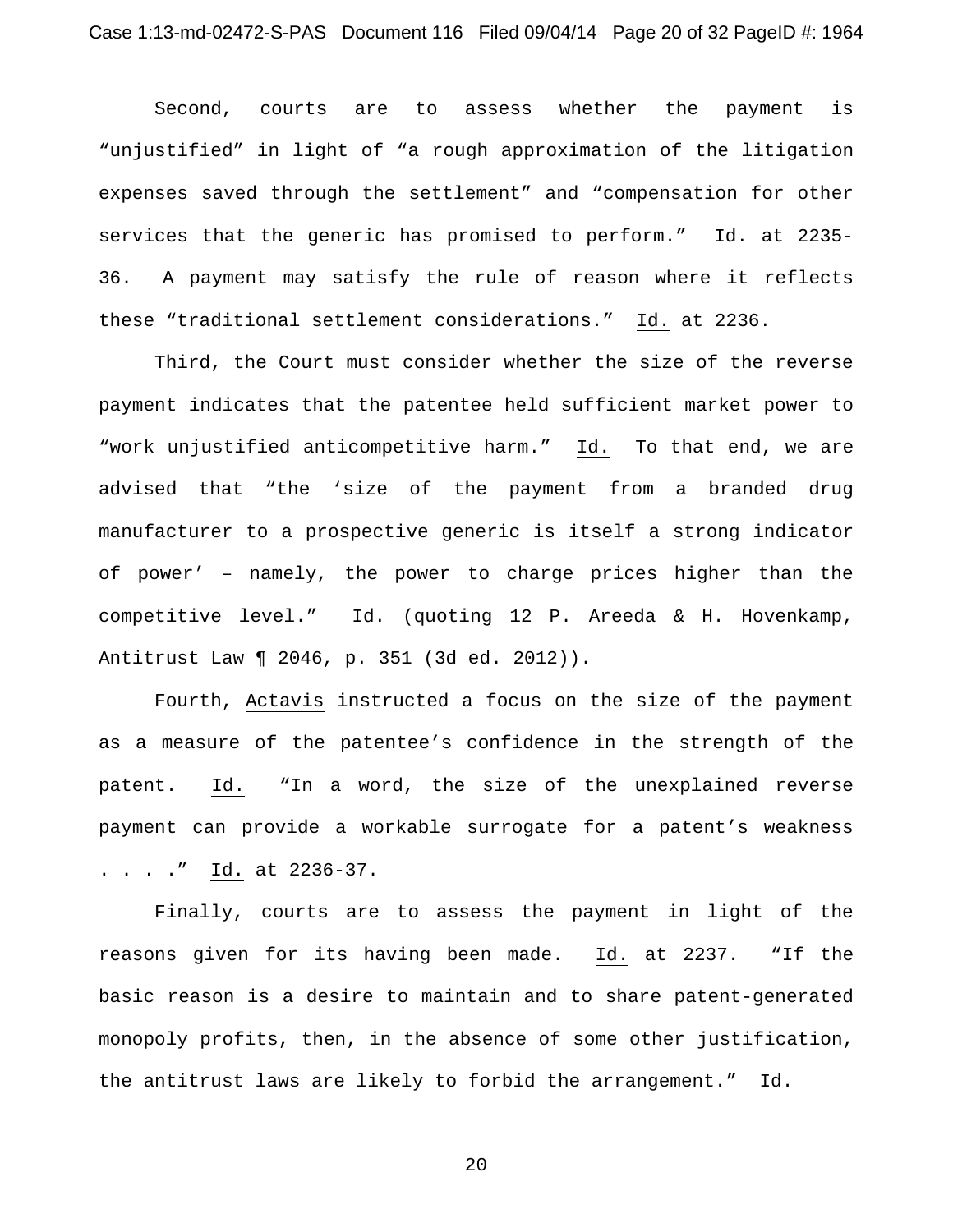Second, courts are to assess whether the payment is "unjustified" in light of "a rough approximation of the litigation expenses saved through the settlement" and "compensation for other services that the generic has promised to perform." Id. at 2235-36. A payment may satisfy the rule of reason where it reflects these "traditional settlement considerations." Id. at 2236.

Third, the Court must consider whether the size of the reverse payment indicates that the patentee held sufficient market power to "work unjustified anticompetitive harm." Id. To that end, we are advised that "the 'size of the payment from a branded drug manufacturer to a prospective generic is itself a strong indicator of power' – namely, the power to charge prices higher than the competitive level." Id. (quoting 12 P. Areeda & H. Hovenkamp, Antitrust Law ¶ 2046, p. 351 (3d ed. 2012)).

Fourth, Actavis instructed a focus on the size of the payment as a measure of the patentee's confidence in the strength of the patent. Id. "In a word, the size of the unexplained reverse payment can provide a workable surrogate for a patent's weakness . . . ." Id. at 2236-37.

Finally, courts are to assess the payment in light of the reasons given for its having been made. Id. at 2237. "If the basic reason is a desire to maintain and to share patent-generated monopoly profits, then, in the absence of some other justification, the antitrust laws are likely to forbid the arrangement." Id.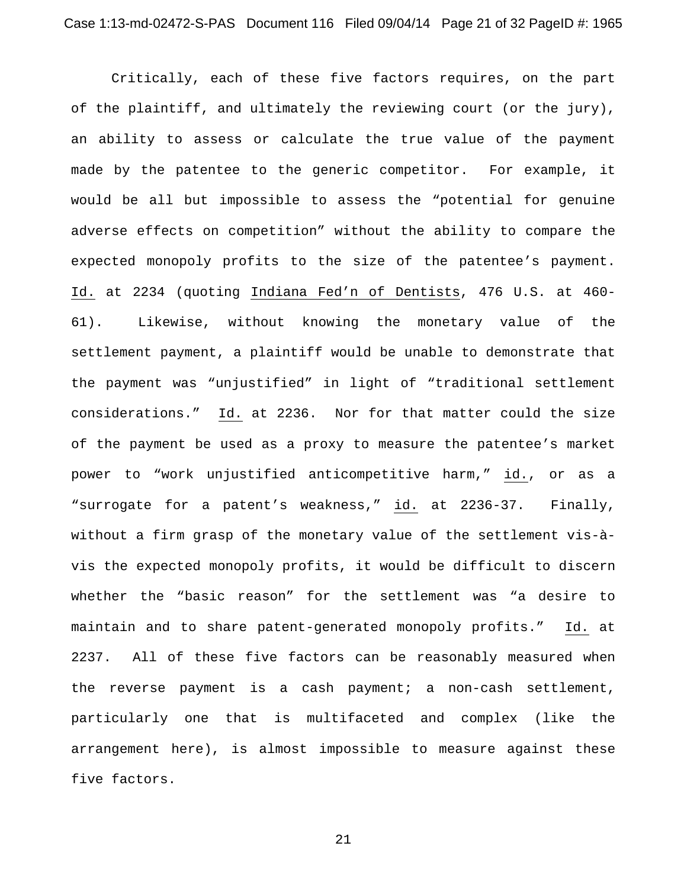Critically, each of these five factors requires, on the part of the plaintiff, and ultimately the reviewing court (or the jury), an ability to assess or calculate the true value of the payment made by the patentee to the generic competitor. For example, it would be all but impossible to assess the "potential for genuine adverse effects on competition" without the ability to compare the expected monopoly profits to the size of the patentee's payment. Id. at 2234 (quoting Indiana Fed'n of Dentists, 476 U.S. at 460-61). Likewise, without knowing the monetary value of the settlement payment, a plaintiff would be unable to demonstrate that the payment was "unjustified" in light of "traditional settlement considerations." Id. at 2236. Nor for that matter could the size of the payment be used as a proxy to measure the patentee's market power to "work unjustified anticompetitive harm," id., or as a "surrogate for a patent's weakness," id. at 2236-37. Finally, without a firm grasp of the monetary value of the settlement vis-à-vis the expected monopoly profits, it would be difficult to discern whether the "basic reason" for the settlement was "a desire to maintain and to share patent-generated monopoly profits." Id. at 2237. All of these five factors can be reasonably measured when the reverse payment is a cash payment; a non-cash settlement, particularly one that is multifaceted and complex (like the arrangement here), is almost impossible to measure against these five factors.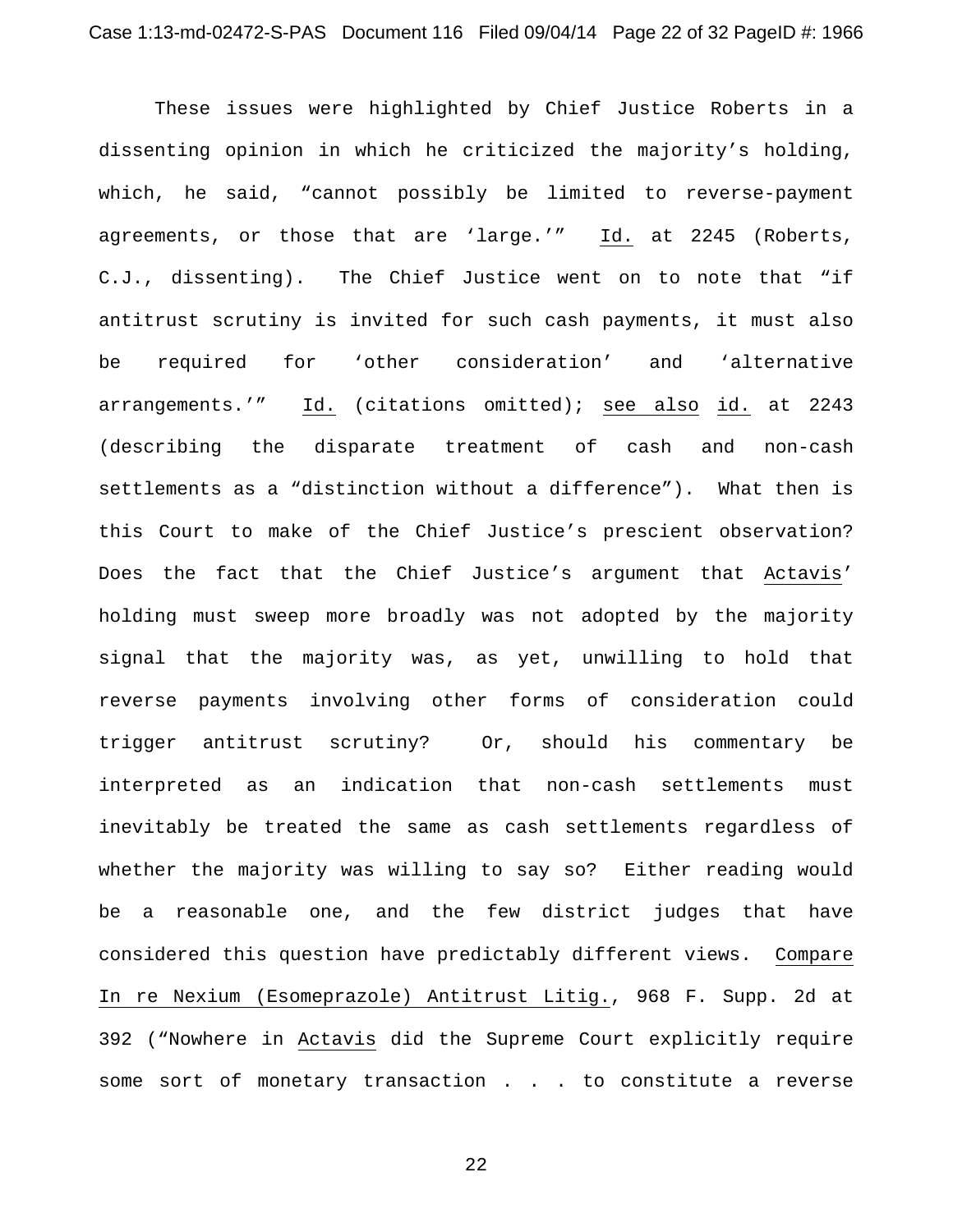These issues were highlighted by Chief Justice Roberts in a dissenting opinion in which he criticized the majority's holding, which, he said, "cannot possibly be limited to reverse-payment agreements, or those that are 'large.'" Id. at 2245 (Roberts, C.J., dissenting). The Chief Justice went on to note that "if antitrust scrutiny is invited for such cash payments, it must also be required for 'other consideration' and 'alternative arrangements.'" Id. (citations omitted); see also id. at 2243 (describing the disparate treatment of cash and non-cash settlements as a "distinction without a difference"). What then is this Court to make of the Chief Justice's prescient observation? Does the fact that the Chief Justice's argument that Actavis' holding must sweep more broadly was not adopted by the majority signal that the majority was, as yet, unwilling to hold that reverse payments involving other forms of consideration could trigger antitrust scrutiny? Or, should his commentary be interpreted as an indication that non-cash settlements must inevitably be treated the same as cash settlements regardless of whether the majority was willing to say so? Either reading would be a reasonable one, and the few district judges that have considered this question have predictably different views. Compare In re Nexium (Esomeprazole) Antitrust Litig., 968 F. Supp. 2d at 392 ("Nowhere in Actavis did the Supreme Court explicitly require some sort of monetary transaction . . . to constitute a reverse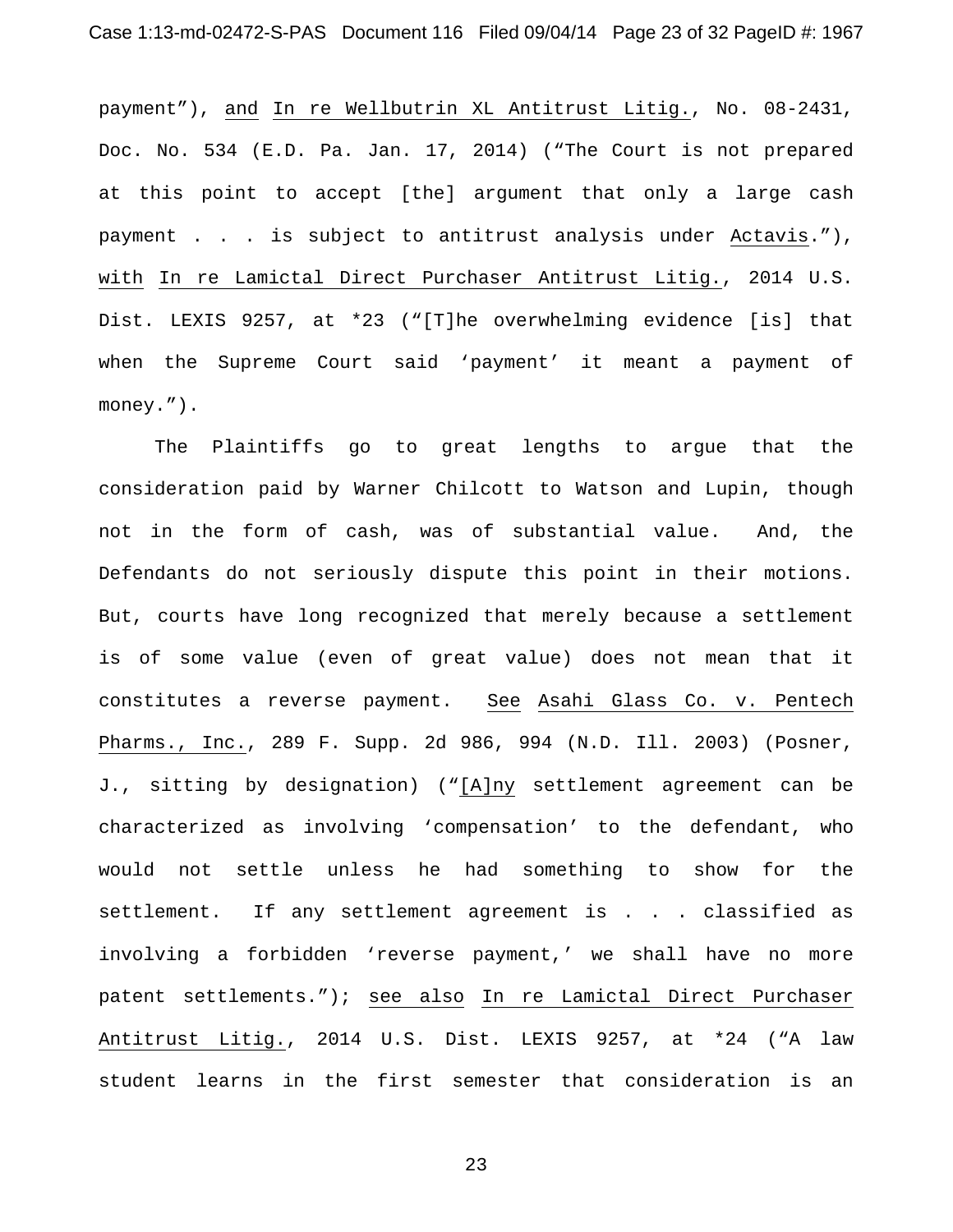payment"), and In re Wellbutrin XL Antitrust Litig., No. 08-2431, Doc. No. 534 (E.D. Pa. Jan. 17, 2014) ("The Court is not prepared at this point to accept [the] argument that only a large cash payment . . . is subject to antitrust analysis under Actavis."), with In re Lamictal Direct Purchaser Antitrust Litig., 2014 U.S. Dist. LEXIS 9257, at *23 ("[T]he overwhelming evidence [is] that when the Supreme Court said 'payment' it meant a payment of money.").

The Plaintiffs go to great lengths to argue that the consideration paid by Warner Chilcott to Watson and Lupin, though not in the form of cash, was of substantial value. And, the Defendants do not seriously dispute this point in their motions. But, courts have long recognized that merely because a settlement is of some value (even of great value) does not mean that it constitutes a reverse payment. See Asahi Glass Co. v. Pentech Pharms., Inc., 289 F. Supp. 2d 986, 994 (N.D. Ill. 2003) (Posner, J., sitting by designation) ("[A]ny settlement agreement can be characterized as involving 'compensation' to the defendant, who would not settle unless he had something to show for the settlement. If any settlement agreement is . . . classified as involving a forbidden 'reverse payment,' we shall have no more patent settlements."); see also In re Lamictal Direct Purchaser Antitrust Litig., 2014 U.S. Dist. LEXIS 9257, at *24 ("A law student learns in the first semester that consideration is an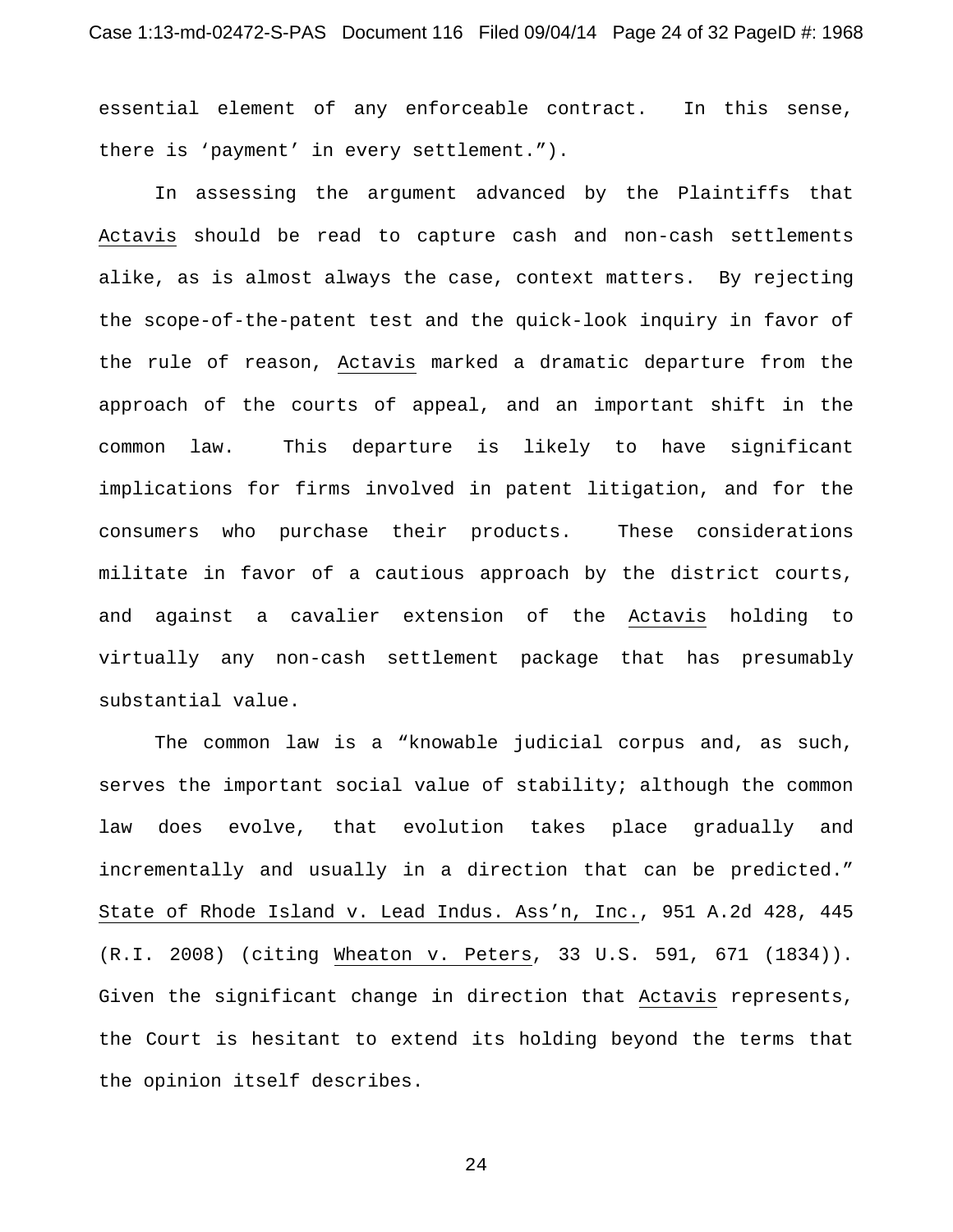essential element of any enforceable contract. In this sense, there is 'payment' in every settlement.").

In assessing the argument advanced by the Plaintiffs that Actavis should be read to capture cash and non-cash settlements alike, as is almost always the case, context matters. By rejecting the scope-of-the-patent test and the quick-look inquiry in favor of the rule of reason, Actavis marked a dramatic departure from the approach of the courts of appeal, and an important shift in the common law. This departure is likely to have significant implications for firms involved in patent litigation, and for the consumers who purchase their products. These considerations militate in favor of a cautious approach by the district courts, and against a cavalier extension of the Actavis holding to virtually any non-cash settlement package that has presumably substantial value.

The common law is a "knowable judicial corpus and, as such, serves the important social value of stability; although the common law does evolve, that evolution takes place gradually and incrementally and usually in a direction that can be predicted." State of Rhode Island v. Lead Indus. Ass'n, Inc., 951 A.2d 428, 445 (R.I. 2008) (citing Wheaton v. Peters, 33 U.S. 591, 671 (1834)). Given the significant change in direction that Actavis represents, the Court is hesitant to extend its holding beyond the terms that the opinion itself describes.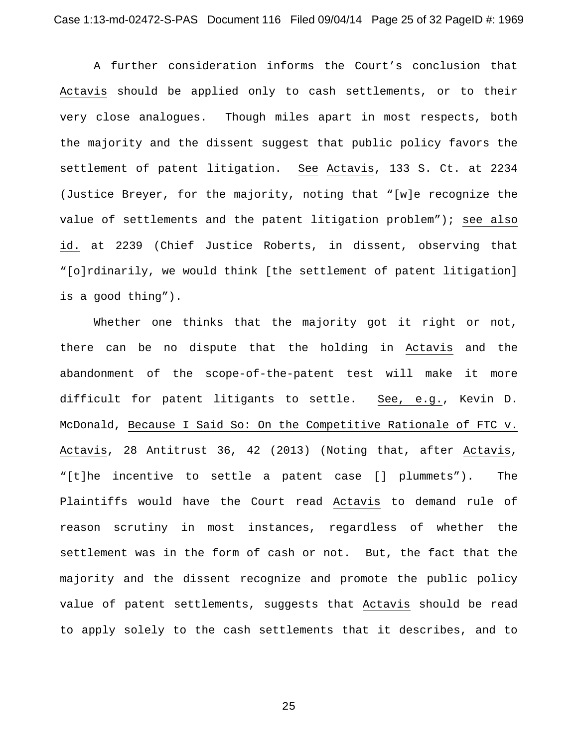A further consideration informs the Court's conclusion that Actavis should be applied only to cash settlements, or to their very close analogues. Though miles apart in most respects, both the majority and the dissent suggest that public policy favors the settlement of patent litigation. See Actavis, 133 S. Ct. at 2234 (Justice Breyer, for the majority, noting that "[w]e recognize the value of settlements and the patent litigation problem"); see also id. at 2239 (Chief Justice Roberts, in dissent, observing that "[o]rdinarily, we would think [the settlement of patent litigation] is a good thing").

Whether one thinks that the majority got it right or not, there can be no dispute that the holding in Actavis and the abandonment of the scope-of-the-patent test will make it more difficult for patent litigants to settle. See, e.g., Kevin D. McDonald, Because I Said So: On the Competitive Rationale of FTC v. Actavis, 28 Antitrust 36, 42 (2013) (Noting that, after Actavis, "[t]he incentive to settle a patent case [] plummets"). The Plaintiffs would have the Court read Actavis to demand rule of reason scrutiny in most instances, regardless of whether the settlement was in the form of cash or not. But, the fact that the majority and the dissent recognize and promote the public policy value of patent settlements, suggests that Actavis should be read to apply solely to the cash settlements that it describes, and to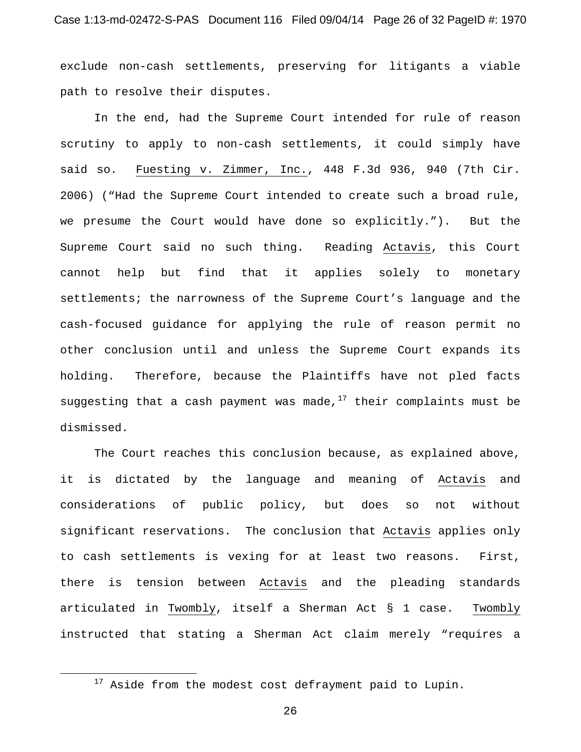exclude non-cash settlements, preserving for litigants a viable path to resolve their disputes.

In the end, had the Supreme Court intended for rule of reason scrutiny to apply to non-cash settlements, it could simply have said so. Fuesting v. Zimmer, Inc., 448 F.3d 936, 940 (7th Cir. 2006) ("Had the Supreme Court intended to create such a broad rule, we presume the Court would have done so explicitly."). But the Supreme Court said no such thing. Reading Actavis, this Court cannot help but find that it applies solely to monetary settlements; the narrowness of the Supreme Court's language and the cash-focused guidance for applying the rule of reason permit no other conclusion until and unless the Supreme Court expands its holding. Therefore, because the Plaintiffs have not pled facts suggesting that a cash payment was made,[17] their complaints must be dismissed.

The Court reaches this conclusion because, as explained above, it is dictated by the language and meaning of Actavis and considerations of public policy, but does so not without significant reservations. The conclusion that Actavis applies only to cash settlements is vexing for at least two reasons. First, there is tension between Actavis and the pleading standards articulated in Twombly, itself a Sherman Act § 1 case. Twombly instructed that stating a Sherman Act claim merely "requires a

[17] Aside from the modest cost defrayment paid to Lupin.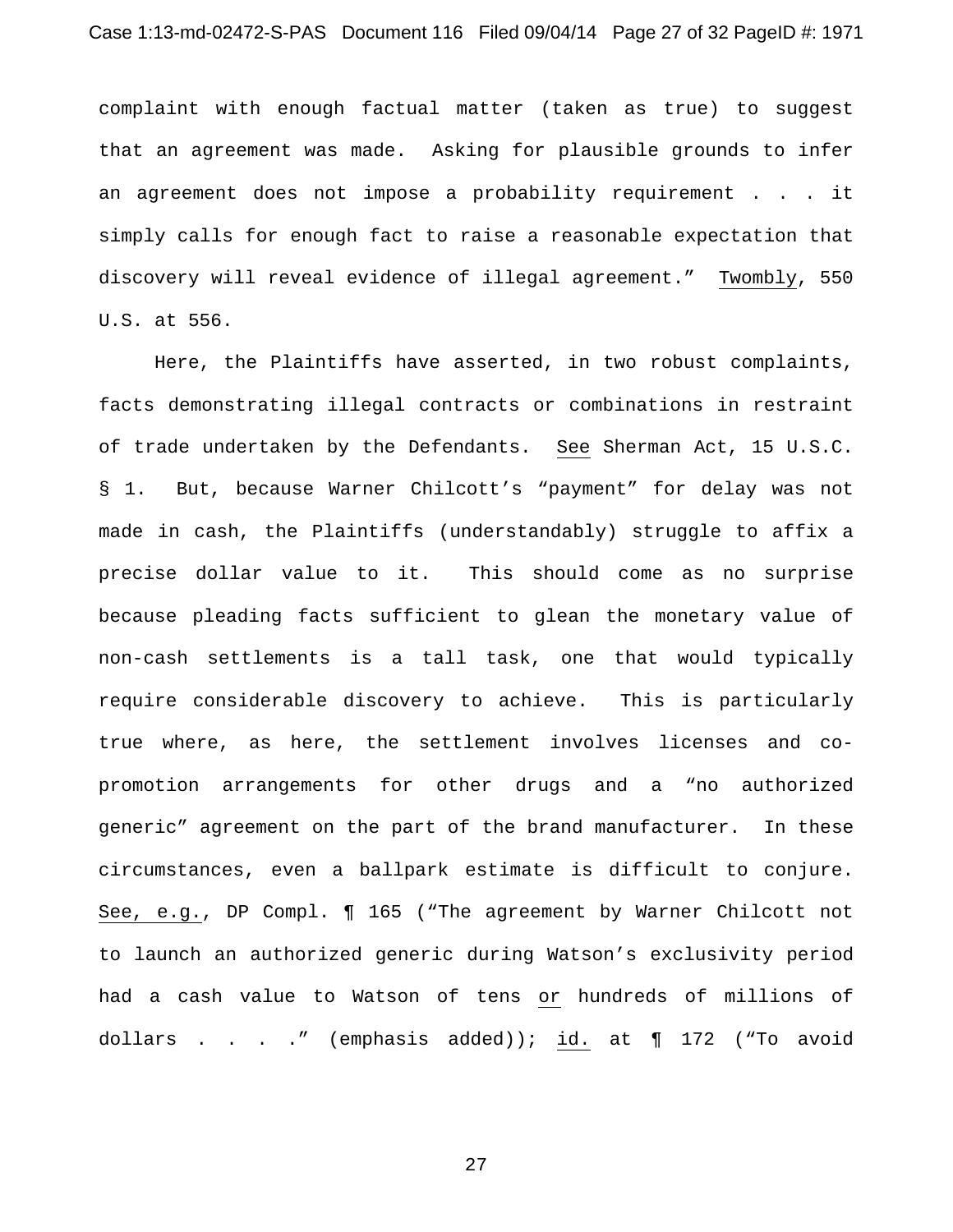complaint with enough factual matter (taken as true) to suggest that an agreement was made. Asking for plausible grounds to infer an agreement does not impose a probability requirement . . . it simply calls for enough fact to raise a reasonable expectation that discovery will reveal evidence of illegal agreement." Twombly, 550 U.S. at 556.

Here, the Plaintiffs have asserted, in two robust complaints, facts demonstrating illegal contracts or combinations in restraint of trade undertaken by the Defendants. See Sherman Act, 15 U.S.C. § 1. But, because Warner Chilcott's "payment" for delay was not made in cash, the Plaintiffs (understandably) struggle to affix a precise dollar value to it. This should come as no surprise because pleading facts sufficient to glean the monetary value of non-cash settlements is a tall task, one that would typically require considerable discovery to achieve. This is particularly true where, as here, the settlement involves licenses and co-promotion arrangements for other drugs and a "no authorized generic" agreement on the part of the brand manufacturer. In these circumstances, even a ballpark estimate is difficult to conjure. See, e.g., DP Compl. ¶ 165 ("The agreement by Warner Chilcott not to launch an authorized generic during Watson's exclusivity period had a cash value to Watson of tens or hundreds of millions of dollars . . . ." (emphasis added)); id. at ¶ 172 ("To avoid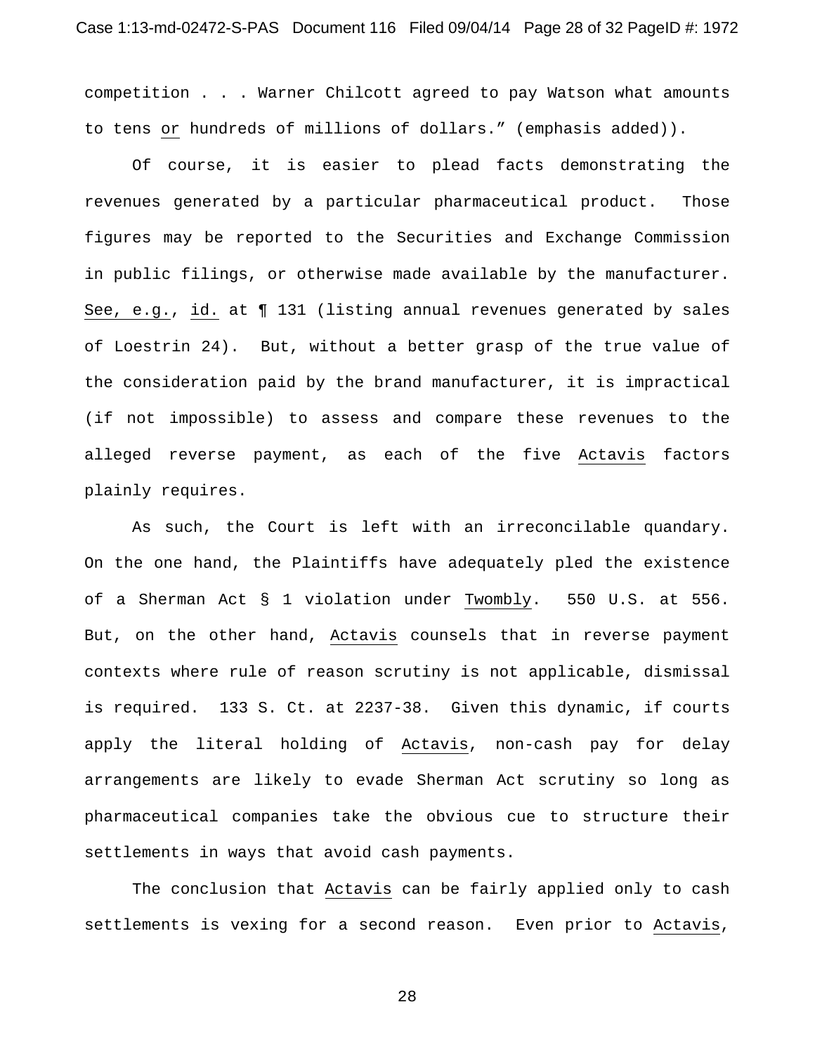competition . . . Warner Chilcott agreed to pay Watson what amounts to tens <u>or</u> hundreds of millions of dollars." (emphasis added)).

Of course, it is easier to plead facts demonstrating the revenues generated by a particular pharmaceutical product. Those figures may be reported to the Securities and Exchange Commission in public filings, or otherwise made available by the manufacturer. <u>See, e.g.</u>, <u>id.</u> at ¶ 131 (listing annual revenues generated by sales of Loestrin 24). But, without a better grasp of the true value of the consideration paid by the brand manufacturer, it is impractical (if not impossible) to assess and compare these revenues to the alleged reverse payment, as each of the five <u>Actavis</u> factors plainly requires.

As such, the Court is left with an irreconcilable quandary. On the one hand, the Plaintiffs have adequately pled the existence of a Sherman Act § 1 violation under <u>Twombly</u>. 550 U.S. at 556. But, on the other hand, <u>Actavis</u> counsels that in reverse payment contexts where rule of reason scrutiny is not applicable, dismissal is required. 133 S. Ct. at 2237-38. Given this dynamic, if courts apply the literal holding of <u>Actavis</u>, non-cash pay for delay arrangements are likely to evade Sherman Act scrutiny so long as pharmaceutical companies take the obvious cue to structure their settlements in ways that avoid cash payments.

The conclusion that <u>Actavis</u> can be fairly applied only to cash settlements is vexing for a second reason. Even prior to <u>Actavis</u>,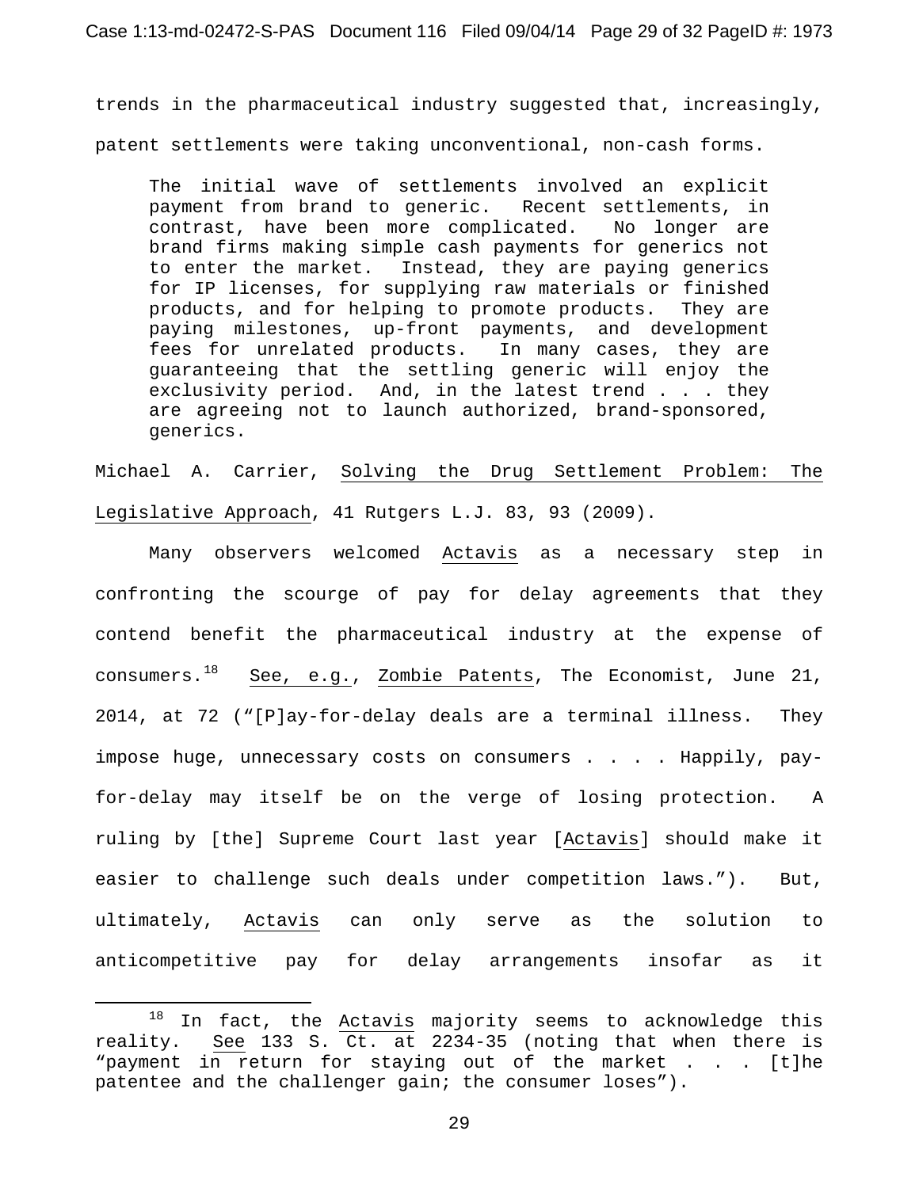trends in the pharmaceutical industry suggested that, increasingly, patent settlements were taking unconventional, non-cash forms.

> The initial wave of settlements involved an explicit payment from brand to generic. Recent settlements, in contrast, have been more complicated. No longer are brand firms making simple cash payments for generics not to enter the market. Instead, they are paying generics for IP licenses, for supplying raw materials or finished products, and for helping to promote products. They are paying milestones, up-front payments, and development fees for unrelated products. In many cases, they are guaranteeing that the settling generic will enjoy the exclusivity period. And, in the latest trend . . . they are agreeing not to launch authorized, brand-sponsored, generics.

Michael A. Carrier, Solving the Drug Settlement Problem: The Legislative Approach, 41 Rutgers L.J. 83, 93 (2009).

Many observers welcomed Actavis as a necessary step in confronting the scourge of pay for delay agreements that they contend benefit the pharmaceutical industry at the expense of consumers.[18] See, e.g., Zombie Patents, The Economist, June 21, 2014, at 72 ("[P]ay-for-delay deals are a terminal illness. They impose huge, unnecessary costs on consumers . . . . Happily, pay-for-delay may itself be on the verge of losing protection. A ruling by [the] Supreme Court last year [Actavis] should make it easier to challenge such deals under competition laws."). But, ultimately, Actavis can only serve as the solution to anticompetitive pay for delay arrangements insofar as it

---

[18] In fact, the Actavis majority seems to acknowledge this reality. See 133 S. Ct. at 2234-35 (noting that when there is "payment in return for staying out of the market . . . [t]he patentee and the challenger gain; the consumer loses").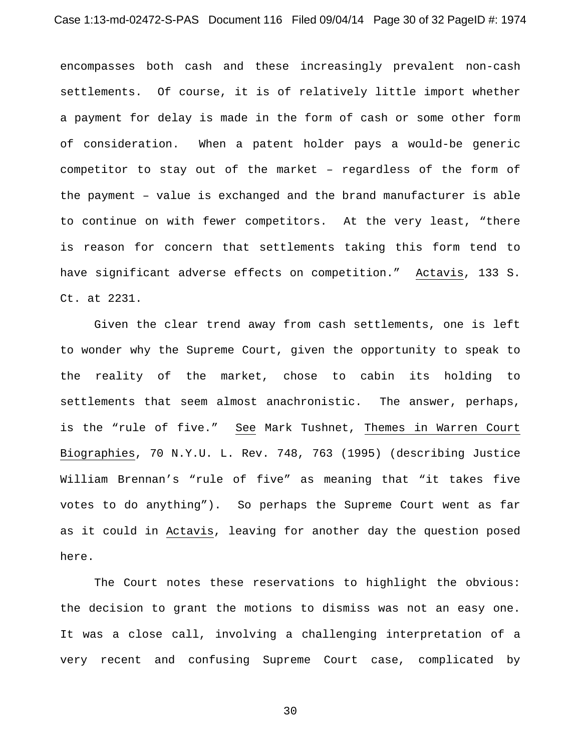encompasses both cash and these increasingly prevalent non-cash settlements. Of course, it is of relatively little import whether a payment for delay is made in the form of cash or some other form of consideration. When a patent holder pays a would-be generic competitor to stay out of the market – regardless of the form of the payment – value is exchanged and the brand manufacturer is able to continue on with fewer competitors. At the very least, "there is reason for concern that settlements taking this form tend to have significant adverse effects on competition." Actavis, 133 S. Ct. at 2231.

Given the clear trend away from cash settlements, one is left to wonder why the Supreme Court, given the opportunity to speak to the reality of the market, chose to cabin its holding to settlements that seem almost anachronistic. The answer, perhaps, is the "rule of five." See Mark Tushnet, Themes in Warren Court Biographies, 70 N.Y.U. L. Rev. 748, 763 (1995) (describing Justice William Brennan's "rule of five" as meaning that "it takes five votes to do anything"). So perhaps the Supreme Court went as far as it could in Actavis, leaving for another day the question posed here.

The Court notes these reservations to highlight the obvious: the decision to grant the motions to dismiss was not an easy one. It was a close call, involving a challenging interpretation of a very recent and confusing Supreme Court case, complicated by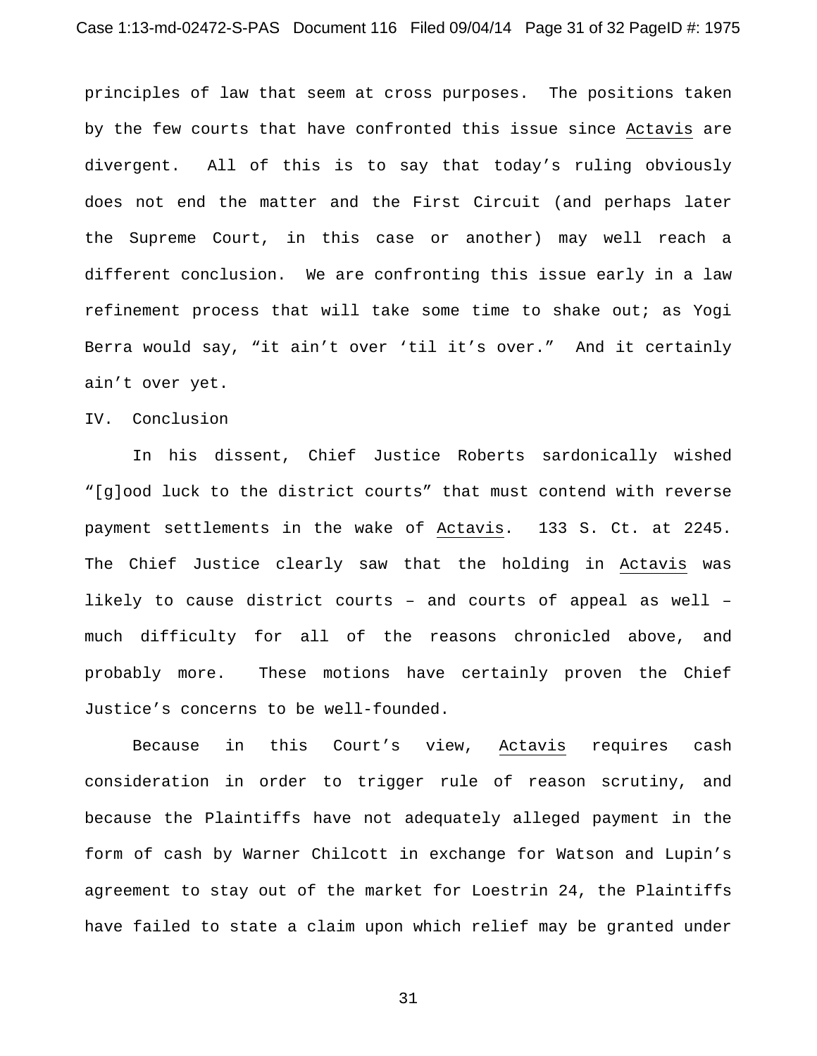principles of law that seem at cross purposes. The positions taken by the few courts that have confronted this issue since Actavis are divergent. All of this is to say that today's ruling obviously does not end the matter and the First Circuit (and perhaps later the Supreme Court, in this case or another) may well reach a different conclusion. We are confronting this issue early in a law refinement process that will take some time to shake out; as Yogi Berra would say, "it ain't over 'til it's over." And it certainly ain't over yet.

## IV. Conclusion

In his dissent, Chief Justice Roberts sardonically wished "[g]ood luck to the district courts" that must contend with reverse payment settlements in the wake of Actavis. 133 S. Ct. at 2245. The Chief Justice clearly saw that the holding in Actavis was likely to cause district courts – and courts of appeal as well – much difficulty for all of the reasons chronicled above, and probably more. These motions have certainly proven the Chief Justice's concerns to be well-founded.

Because in this Court's view, Actavis requires cash consideration in order to trigger rule of reason scrutiny, and because the Plaintiffs have not adequately alleged payment in the form of cash by Warner Chilcott in exchange for Watson and Lupin's agreement to stay out of the market for Loestrin 24, the Plaintiffs have failed to state a claim upon which relief may be granted under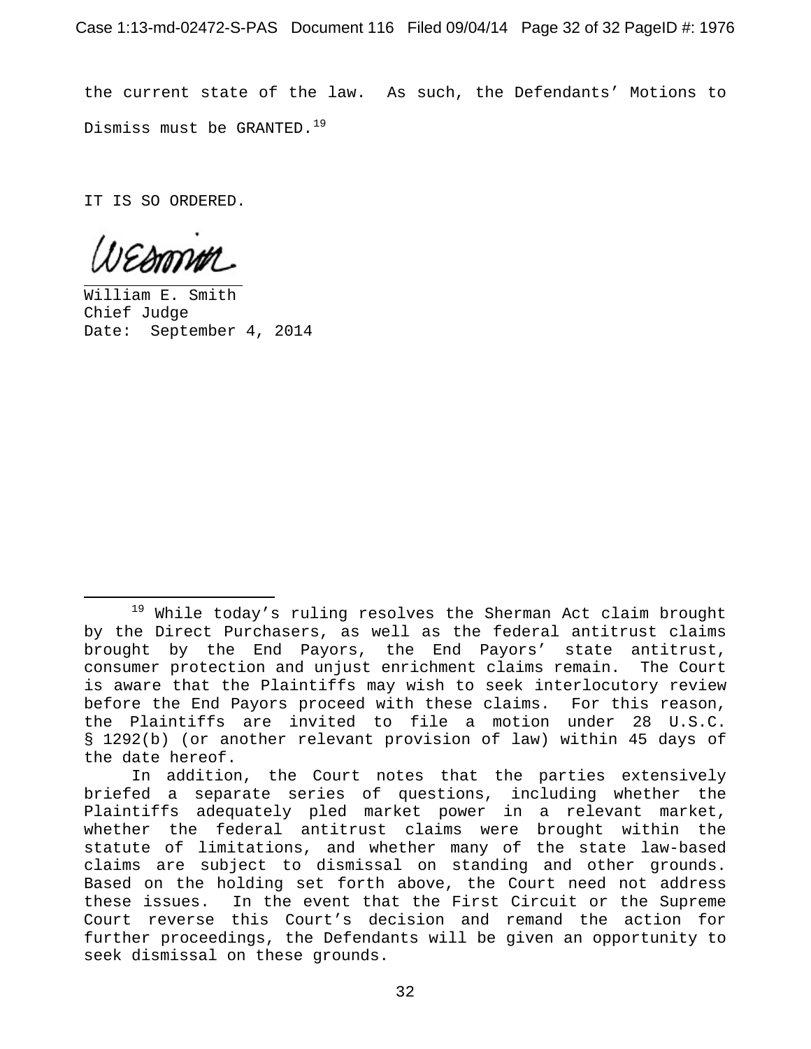the current state of the law. As such, the Defendants' Motions to Dismiss must be GRANTED.[19]

IT IS SO ORDERED.

William E. Smith
Chief Judge
Date: September 4, 2014

---

[19] While today's ruling resolves the Sherman Act claim brought by the Direct Purchasers, as well as the federal antitrust claims brought by the End Payors, the End Payors' state antitrust, consumer protection and unjust enrichment claims remain. The Court is aware that the Plaintiffs may wish to seek interlocutory review before the End Payors proceed with these claims. For this reason, the Plaintiffs are invited to file a motion under 28 U.S.C. § 1292(b) (or another relevant provision of law) within 45 days of the date hereof.

In addition, the Court notes that the parties extensively briefed a separate series of questions, including whether the Plaintiffs adequately pled market power in a relevant market, whether the federal antitrust claims were brought within the statute of limitations, and whether many of the state law-based claims are subject to dismissal on standing and other grounds. Based on the holding set forth above, the Court need not address these issues. In the event that the First Circuit or the Supreme Court reverse this Court's decision and remand the action for further proceedings, the Defendants will be given an opportunity to seek dismissal on these grounds.